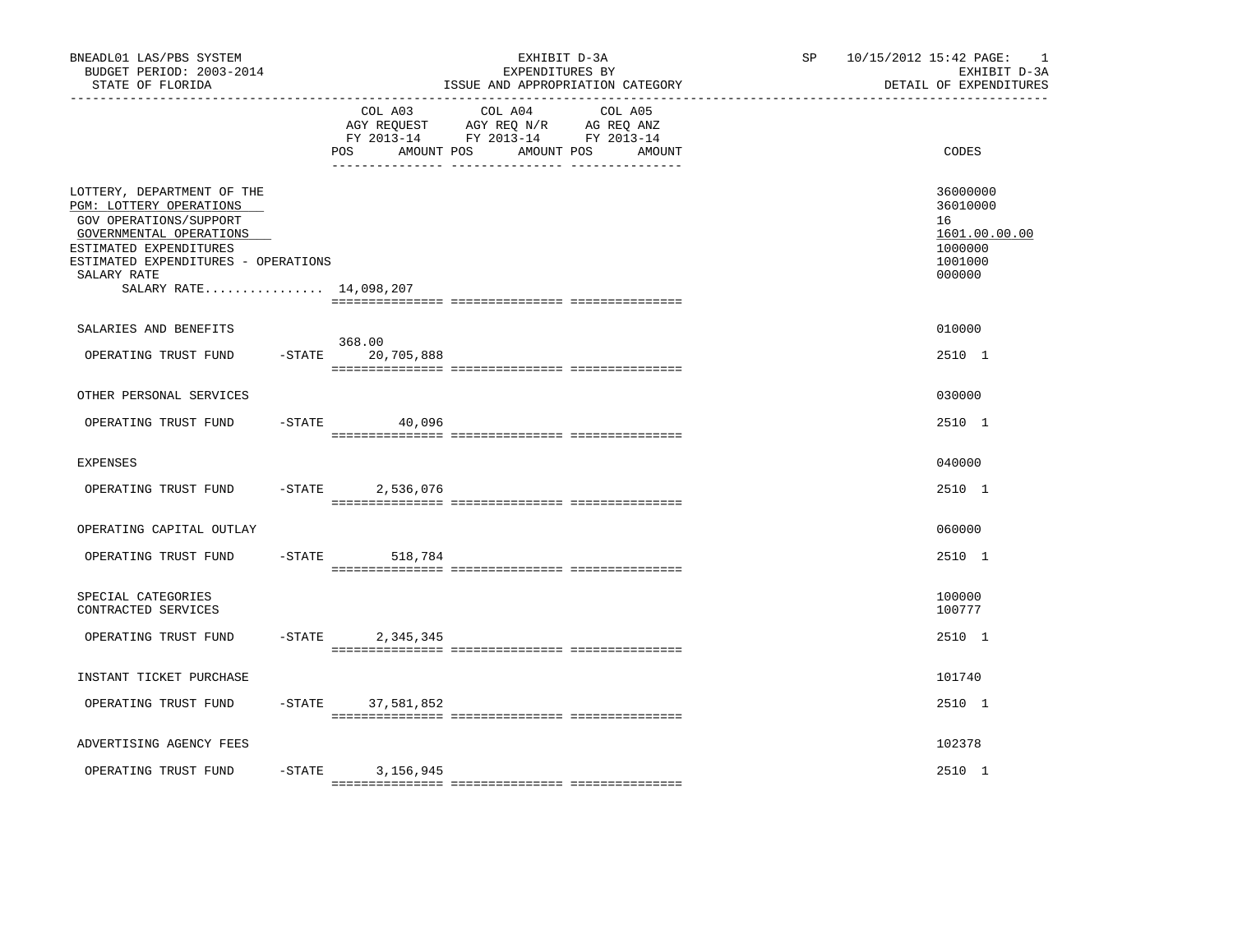BNEADL01 LAS/PBS SYSTEM
BUDGET PERIOD: 2003-2014
STATE OF FLORIDA

EXHIBIT D-3A
EXPENDITURES BY
ISSUE AND APPROPRIATION CATEGORY

SP 10/15/2012 15:42
EXHIBIT D-3A
DETAIL OF EXPENDITURES

| | COL A03 AGY REQUEST FY 2013-14 POS | AMOUNT | COL A04 AGY REQ N/R FY 2013-14 POS | AMOUNT | COL A05 AG REQ ANZ FY 2013-14 POS | AMOUNT | CODES |
|---|---|---|---|---|---|---|---|
| LOTTERY, DEPARTMENT OF THE | | | | | | | 36000000 |
| PGM: LOTTERY OPERATIONS | | | | | | | 36010000 |
| GOV OPERATIONS/SUPPORT | | | | | | | 16 |
| GOVERNMENTAL OPERATIONS | | | | | | | 1601.00.00.00 |
| ESTIMATED EXPENDITURES | | | | | | | 1000000 |
| ESTIMATED EXPENDITURES - OPERATIONS | | | | | | | 1001000 |
| SALARY RATE | | | | | | | 000000 |
| SALARY RATE................ | | 14,098,207 | | | | | |
| SALARIES AND BENEFITS | | | | | | | 010000 |
| OPERATING TRUST FUND -STATE | 368.00 | 20,705,888 | | | | | 2510 1 |
| OTHER PERSONAL SERVICES | | | | | | | 030000 |
| OPERATING TRUST FUND -STATE | | 40,096 | | | | | 2510 1 |
| EXPENSES | | | | | | | 040000 |
| OPERATING TRUST FUND -STATE | | 2,536,076 | | | | | 2510 1 |
| OPERATING CAPITAL OUTLAY | | | | | | | 060000 |
| OPERATING TRUST FUND -STATE | | 518,784 | | | | | 2510 1 |
| SPECIAL CATEGORIES | | | | | | | 100000 |
| CONTRACTED SERVICES | | | | | | | 100777 |
| OPERATING TRUST FUND -STATE | | 2,345,345 | | | | | 2510 1 |
| INSTANT TICKET PURCHASE | | | | | | | 101740 |
| OPERATING TRUST FUND -STATE | | 37,581,852 | | | | | 2510 1 |
| ADVERTISING AGENCY FEES | | | | | | | 102378 |
| OPERATING TRUST FUND -STATE | | 3,156,945 | | | | | 2510 1 |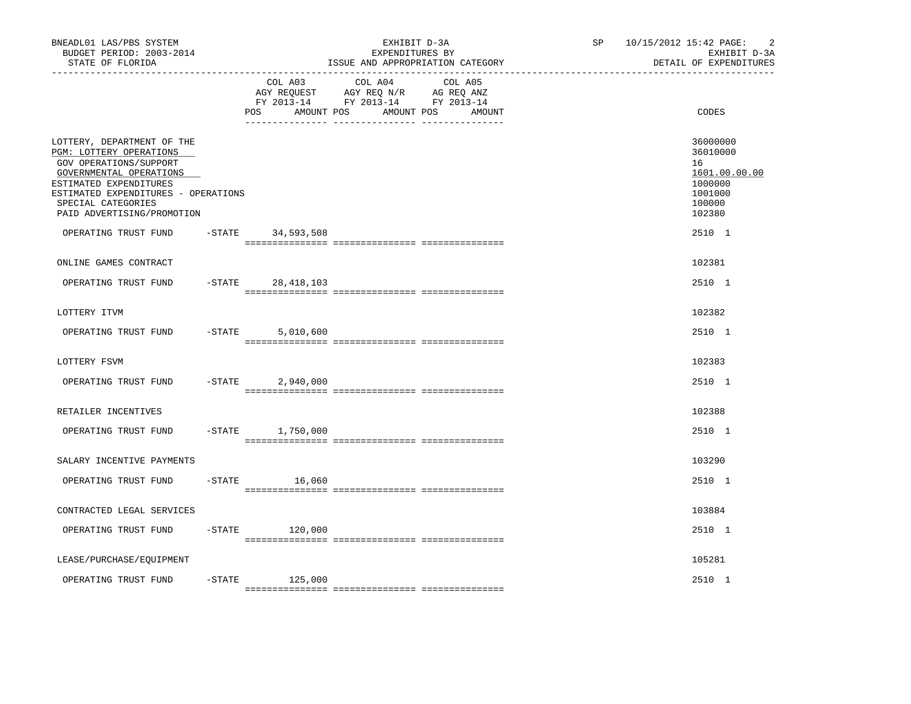BNEADL01 LAS/PBS SYSTEM — BUDGET PERIOD: 2003-2014 — STATE OF FLORIDA

EXHIBIT D-3A — EXPENDITURES BY ISSUE AND APPROPRIATION CATEGORY

SP 10/15/2012 15:42 — EXHIBIT D-3A — DETAIL OF EXPENDITURES

| | | COL A03 AGY REQUEST FY 2013-14 POS | AMOUNT | COL A04 AGY REQ N/R FY 2013-14 POS | AMOUNT | COL A05 AG REQ ANZ FY 2013-14 POS | AMOUNT | CODES |
|---|---|---|---|---|---|---|---|---|
| LOTTERY, DEPARTMENT OF THE | | | | | | | | 36000000 |
| PGM: LOTTERY OPERATIONS | | | | | | | | 36010000 |
| GOV OPERATIONS/SUPPORT | | | | | | | | 16 |
| GOVERNMENTAL OPERATIONS | | | | | | | | 1601.00.00.00 |
| ESTIMATED EXPENDITURES | | | | | | | | 1000000 |
| ESTIMATED EXPENDITURES - OPERATIONS | | | | | | | | 1001000 |
| SPECIAL CATEGORIES | | | | | | | | 100000 |
| PAID ADVERTISING/PROMOTION | | | | | | | | 102380 |
| OPERATING TRUST FUND | -STATE | | 34,593,508 | | | | | 2510 1 |
| ONLINE GAMES CONTRACT | | | | | | | | 102381 |
| OPERATING TRUST FUND | -STATE | | 28,418,103 | | | | | 2510 1 |
| LOTTERY ITVM | | | | | | | | 102382 |
| OPERATING TRUST FUND | -STATE | | 5,010,600 | | | | | 2510 1 |
| LOTTERY FSVM | | | | | | | | 102383 |
| OPERATING TRUST FUND | -STATE | | 2,940,000 | | | | | 2510 1 |
| RETAILER INCENTIVES | | | | | | | | 102388 |
| OPERATING TRUST FUND | -STATE | | 1,750,000 | | | | | 2510 1 |
| SALARY INCENTIVE PAYMENTS | | | | | | | | 103290 |
| OPERATING TRUST FUND | -STATE | | 16,060 | | | | | 2510 1 |
| CONTRACTED LEGAL SERVICES | | | | | | | | 103884 |
| OPERATING TRUST FUND | -STATE | | 120,000 | | | | | 2510 1 |
| LEASE/PURCHASE/EQUIPMENT | | | | | | | | 105281 |
| OPERATING TRUST FUND | -STATE | | 125,000 | | | | | 2510 1 |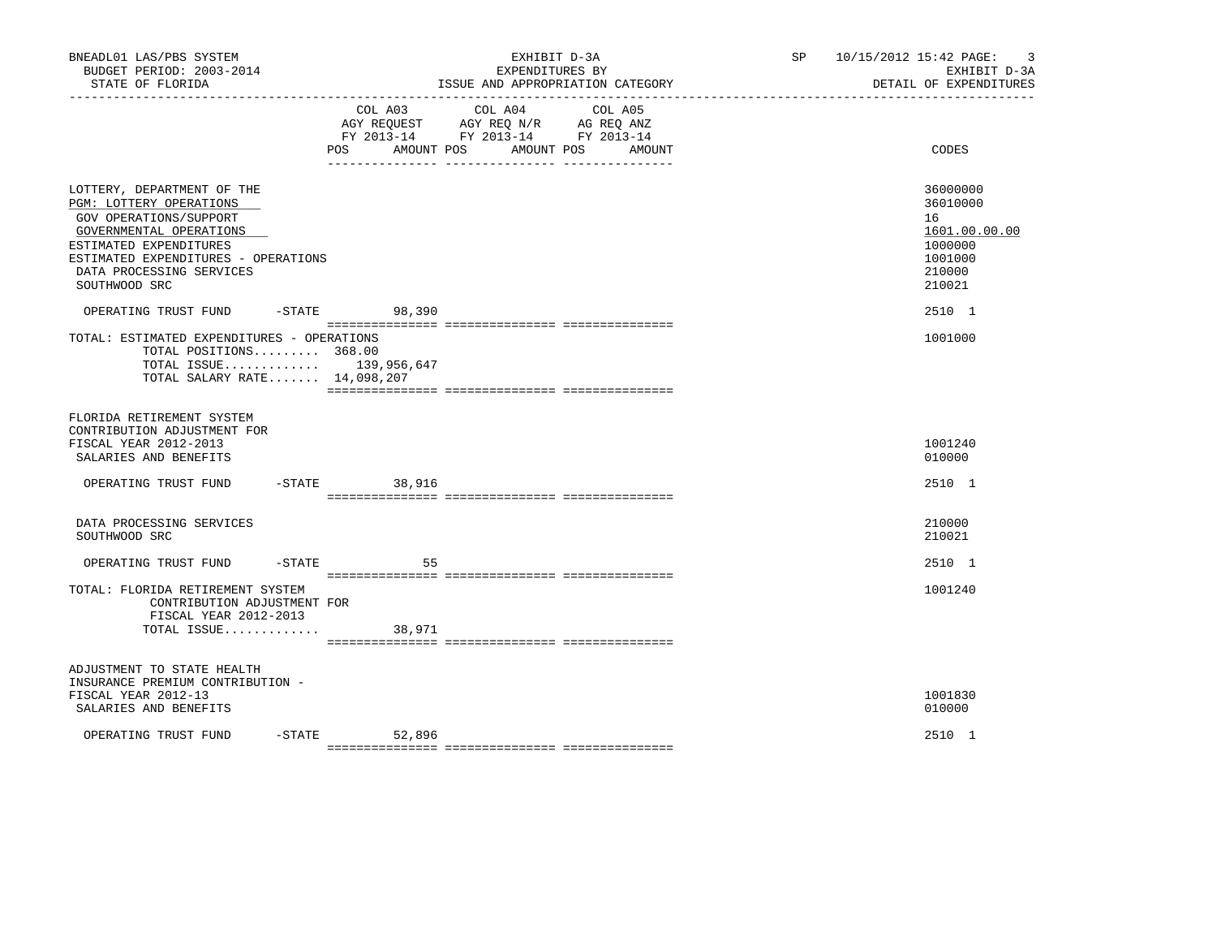BNEADL01 LAS/PBS SYSTEM — EXHIBIT D-3A — EXPENDITURES BY ISSUE AND APPROPRIATION CATEGORY
BUDGET PERIOD: 2003-2014 — STATE OF FLORIDA — SP 10/15/2012 15:42 — EXHIBIT D-3A DETAIL OF EXPENDITURES

| | COL A03 AGY REQUEST FY 2013-14 POS | AMOUNT | COL A04 AGY REQ N/R FY 2013-14 POS | AMOUNT | COL A05 AG REQ ANZ FY 2013-14 POS | AMOUNT | CODES |
|---|---|---|---|---|---|---|---|
| LOTTERY, DEPARTMENT OF THE | | | | | | | 36000000 |
| PGM: LOTTERY OPERATIONS | | | | | | | 36010000 |
| GOV OPERATIONS/SUPPORT | | | | | | | 16 |
| GOVERNMENTAL OPERATIONS | | | | | | | 1601.00.00.00 |
| ESTIMATED EXPENDITURES | | | | | | | 1000000 |
| ESTIMATED EXPENDITURES - OPERATIONS | | | | | | | 1001000 |
| DATA PROCESSING SERVICES | | | | | | | 210000 |
| SOUTHWOOD SRC | | | | | | | 210021 |
| OPERATING TRUST FUND -STATE | | 98,390 | | | | | 2510 1 |
| TOTAL: ESTIMATED EXPENDITURES - OPERATIONS | | | | | | | 1001000 |
| TOTAL POSITIONS......... 368.00 | | | | | | | |
| TOTAL ISSUE............. | | 139,956,647 | | | | | |
| TOTAL SALARY RATE....... 14,098,207 | | | | | | | |
| FLORIDA RETIREMENT SYSTEM CONTRIBUTION ADJUSTMENT FOR FISCAL YEAR 2012-2013 | | | | | | | 1001240 |
| SALARIES AND BENEFITS | | | | | | | 010000 |
| OPERATING TRUST FUND -STATE | | 38,916 | | | | | 2510 1 |
| DATA PROCESSING SERVICES | | | | | | | 210000 |
| SOUTHWOOD SRC | | | | | | | 210021 |
| OPERATING TRUST FUND -STATE | | 55 | | | | | 2510 1 |
| TOTAL: FLORIDA RETIREMENT SYSTEM CONTRIBUTION ADJUSTMENT FOR FISCAL YEAR 2012-2013 | | | | | | | 1001240 |
| TOTAL ISSUE............. | | 38,971 | | | | | |
| ADJUSTMENT TO STATE HEALTH INSURANCE PREMIUM CONTRIBUTION - FISCAL YEAR 2012-13 | | | | | | | 1001830 |
| SALARIES AND BENEFITS | | | | | | | 010000 |
| OPERATING TRUST FUND -STATE | | 52,896 | | | | | 2510 1 |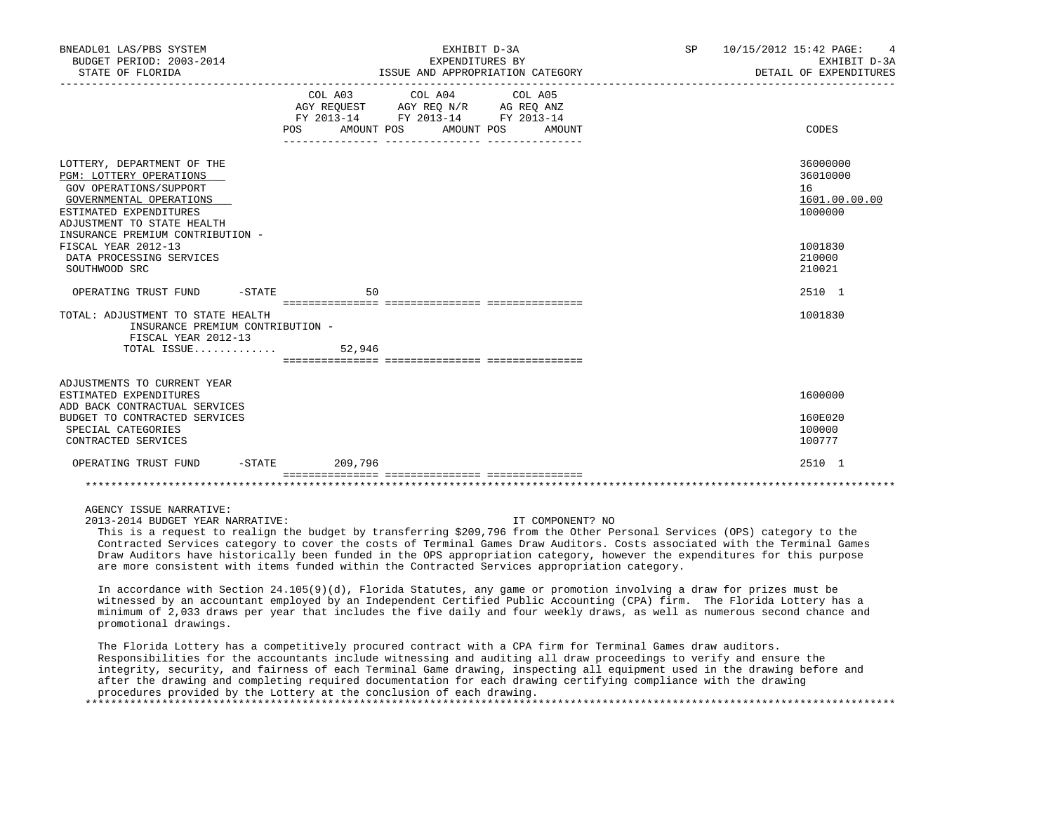BNEADL01 LAS/PBS SYSTEM | BUDGET PERIOD: 2003-2014 | STATE OF FLORIDA

EXHIBIT D-3A
EXPENDITURES BY
ISSUE AND APPROPRIATION CATEGORY

SP 10/15/2012 15:42 | EXHIBIT D-3A | DETAIL OF EXPENDITURES

| | COL A03 AGY REQUEST FY 2013-14 POS AMOUNT | COL A04 AGY REQ N/R FY 2013-14 POS AMOUNT | COL A05 AG REQ ANZ FY 2013-14 POS AMOUNT | CODES |
|---|---|---|---|---|
| LOTTERY, DEPARTMENT OF THE | | | | 36000000 |
| PGM: LOTTERY OPERATIONS | | | | 36010000 |
| GOV OPERATIONS/SUPPORT | | | | 16 |
| GOVERNMENTAL OPERATIONS | | | | 1601.00.00.00 |
| ESTIMATED EXPENDITURES | | | | 1000000 |
| ADJUSTMENT TO STATE HEALTH INSURANCE PREMIUM CONTRIBUTION - FISCAL YEAR 2012-13 | | | | 1001830 |
| DATA PROCESSING SERVICES | | | | 210000 |
| SOUTHWOOD SRC | | | | 210021 |
| OPERATING TRUST FUND -STATE | 50 | | | 2510 1 |
| TOTAL: ADJUSTMENT TO STATE HEALTH INSURANCE PREMIUM CONTRIBUTION - FISCAL YEAR 2012-13 | | | | 1001830 |
| TOTAL ISSUE............. | 52,946 | | | |
| ADJUSTMENTS TO CURRENT YEAR ESTIMATED EXPENDITURES | | | | 1600000 |
| ADD BACK CONTRACTUAL SERVICES BUDGET TO CONTRACTED SERVICES | | | | 160E020 |
| SPECIAL CATEGORIES | | | | 100000 |
| CONTRACTED SERVICES | | | | 100777 |
| OPERATING TRUST FUND -STATE | 209,796 | | | 2510 1 |

AGENCY ISSUE NARRATIVE:

2013-2014 BUDGET YEAR NARRATIVE: IT COMPONENT? NO

This is a request to realign the budget by transferring $209,796 from the Other Personal Services (OPS) category to the Contracted Services category to cover the costs of Terminal Games Draw Auditors. Costs associated with the Terminal Games Draw Auditors have historically been funded in the OPS appropriation category, however the expenditures for this purpose are more consistent with items funded within the Contracted Services appropriation category.

In accordance with Section 24.105(9)(d), Florida Statutes, any game or promotion involving a draw for prizes must be witnessed by an accountant employed by an Independent Certified Public Accounting (CPA) firm. The Florida Lottery has a minimum of 2,033 draws per year that includes the five daily and four weekly draws, as well as numerous second chance and promotional drawings.

The Florida Lottery has a competitively procured contract with a CPA firm for Terminal Games draw auditors. Responsibilities for the accountants include witnessing and auditing all draw proceedings to verify and ensure the integrity, security, and fairness of each Terminal Game drawing, inspecting all equipment used in the drawing before and after the drawing and completing required documentation for each drawing certifying compliance with the drawing procedures provided by the Lottery at the conclusion of each drawing.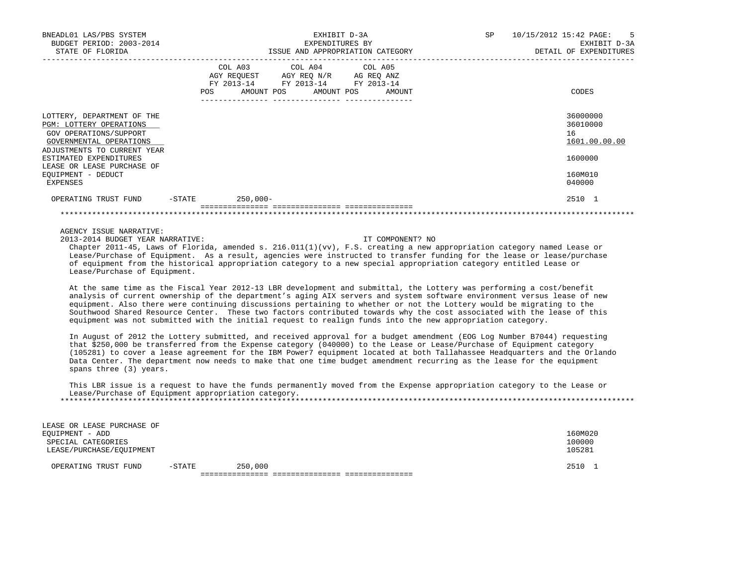| | COL A03 AGY REQUEST FY 2013-14 POS AMOUNT | COL A04 AGY REQ N/R FY 2013-14 POS AMOUNT | COL A05 AG REQ ANZ FY 2013-14 POS AMOUNT | CODES |
|---|---|---|---|---|
| LOTTERY, DEPARTMENT OF THE | | | | 36000000 |
| PGM: LOTTERY OPERATIONS | | | | 36010000 |
| GOV OPERATIONS/SUPPORT | | | | 16 |
| GOVERNMENTAL OPERATIONS | | | | 1601.00.00.00 |
| ADJUSTMENTS TO CURRENT YEAR ESTIMATED EXPENDITURES | | | | 1600000 |
| LEASE OR LEASE PURCHASE OF EQUIPMENT - DEDUCT | | | | 160M010 |
| EXPENSES | | | | 040000 |
| OPERATING TRUST FUND -STATE | 250,000- | | | 2510 1 |

AGENCY ISSUE NARRATIVE:

2013-2014 BUDGET YEAR NARRATIVE: IT COMPONENT? NO

Chapter 2011-45, Laws of Florida, amended s. 216.011(1)(vv), F.S. creating a new appropriation category named Lease or Lease/Purchase of Equipment. As a result, agencies were instructed to transfer funding for the lease or lease/purchase of equipment from the historical appropriation category to a new special appropriation category entitled Lease or Lease/Purchase of Equipment.

At the same time as the Fiscal Year 2012-13 LBR development and submittal, the Lottery was performing a cost/benefit analysis of current ownership of the department's aging AIX servers and system software environment versus lease of new equipment. Also there were continuing discussions pertaining to whether or not the Lottery would be migrating to the Southwood Shared Resource Center. These two factors contributed towards why the cost associated with the lease of this equipment was not submitted with the initial request to realign funds into the new appropriation category.

In August of 2012 the Lottery submitted, and received approval for a budget amendment (EOG Log Number B7044) requesting that $250,000 be transferred from the Expense category (040000) to the Lease or Lease/Purchase of Equipment category (105281) to cover a lease agreement for the IBM Power7 equipment located at both Tallahassee Headquarters and the Orlando Data Center. The department now needs to make that one time budget amendment recurring as the lease for the equipment spans three (3) years.

This LBR issue is a request to have the funds permanently moved from the Expense appropriation category to the Lease or Lease/Purchase of Equipment appropriation category.

| | COL A03 | COL A04 | COL A05 | CODES |
|---|---|---|---|---|
| LEASE OR LEASE PURCHASE OF EQUIPMENT - ADD | | | | 160M020 |
| SPECIAL CATEGORIES | | | | 100000 |
| LEASE/PURCHASE/EQUIPMENT | | | | 105281 |
| OPERATING TRUST FUND -STATE | 250,000 | | | 2510 1 |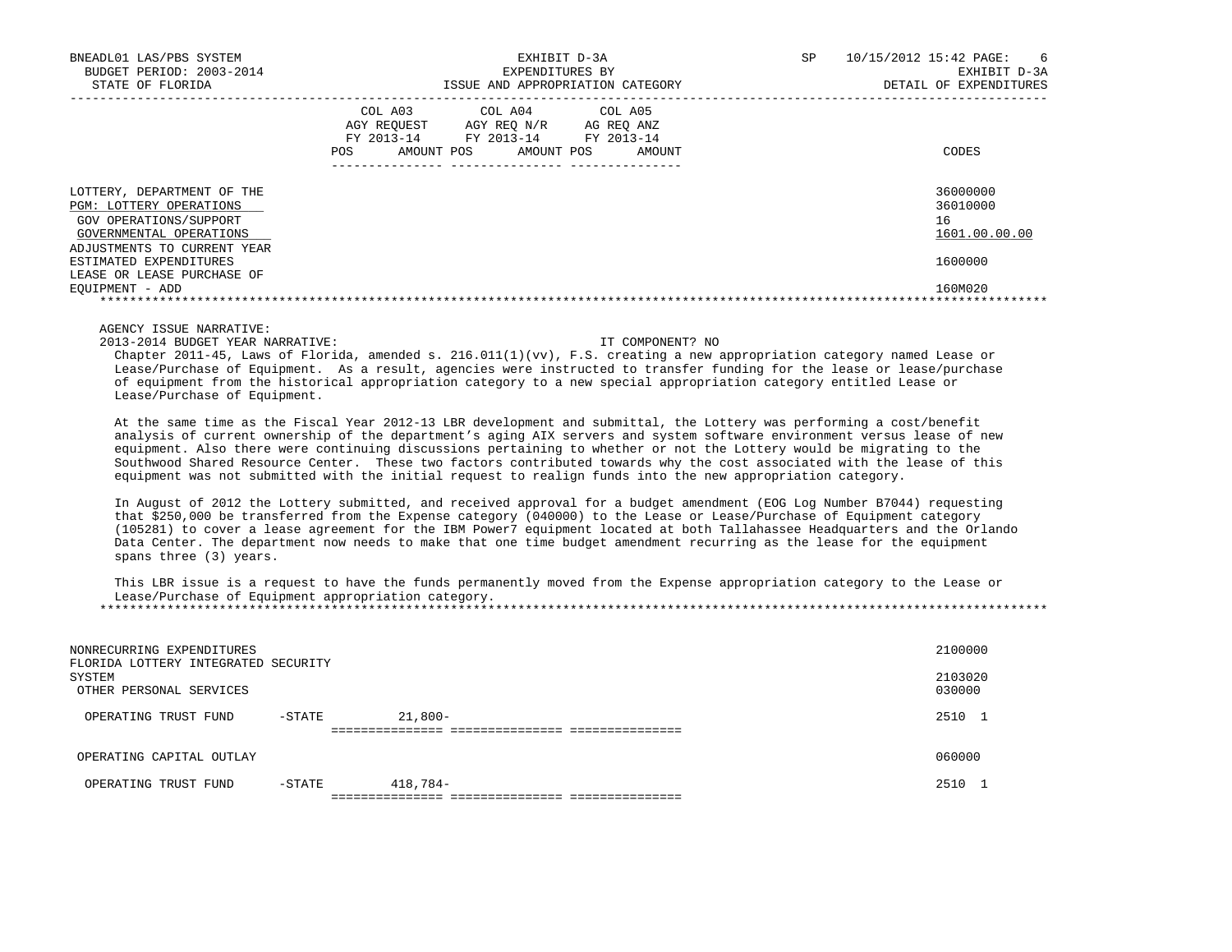| | COL A03 AGY REQUEST FY 2013-14 POS AMOUNT | COL A04 AGY REQ N/R FY 2013-14 POS AMOUNT | COL A05 AG REQ ANZ FY 2013-14 POS AMOUNT | CODES |
|---|---|---|---|---|
| LOTTERY, DEPARTMENT OF THE | | | | 36000000 |
| PGM: LOTTERY OPERATIONS | | | | 36010000 |
| GOV OPERATIONS/SUPPORT | | | | 16 |
| GOVERNMENTAL OPERATIONS | | | | 1601.00.00.00 |
| ADJUSTMENTS TO CURRENT YEAR ESTIMATED EXPENDITURES | | | | 1600000 |
| LEASE OR LEASE PURCHASE OF EQUIPMENT - ADD | | | | 160M020 |

AGENCY ISSUE NARRATIVE:

2013-2014 BUDGET YEAR NARRATIVE: IT COMPONENT? NO

Chapter 2011-45, Laws of Florida, amended s. 216.011(1)(vv), F.S. creating a new appropriation category named Lease or Lease/Purchase of Equipment. As a result, agencies were instructed to transfer funding for the lease or lease/purchase of equipment from the historical appropriation category to a new special appropriation category entitled Lease or Lease/Purchase of Equipment.

At the same time as the Fiscal Year 2012-13 LBR development and submittal, the Lottery was performing a cost/benefit analysis of current ownership of the department's aging AIX servers and system software environment versus lease of new equipment. Also there were continuing discussions pertaining to whether or not the Lottery would be migrating to the Southwood Shared Resource Center. These two factors contributed towards why the cost associated with the lease of this equipment was not submitted with the initial request to realign funds into the new appropriation category.

In August of 2012 the Lottery submitted, and received approval for a budget amendment (EOG Log Number B7044) requesting that $250,000 be transferred from the Expense category (040000) to the Lease or Lease/Purchase of Equipment category (105281) to cover a lease agreement for the IBM Power7 equipment located at both Tallahassee Headquarters and the Orlando Data Center. The department now needs to make that one time budget amendment recurring as the lease for the equipment spans three (3) years.

This LBR issue is a request to have the funds permanently moved from the Expense appropriation category to the Lease or Lease/Purchase of Equipment appropriation category.

| | COL A03 | COL A04 | COL A05 | CODES |
|---|---|---|---|---|
| NONRECURRING EXPENDITURES | | | | 2100000 |
| FLORIDA LOTTERY INTEGRATED SECURITY SYSTEM | | | | 2103020 |
| OTHER PERSONAL SERVICES | | | | 030000 |
| OPERATING TRUST FUND -STATE | 21,800- | | | 2510 1 |
| OPERATING CAPITAL OUTLAY | | | | 060000 |
| OPERATING TRUST FUND -STATE | 418,784- | | | 2510 1 |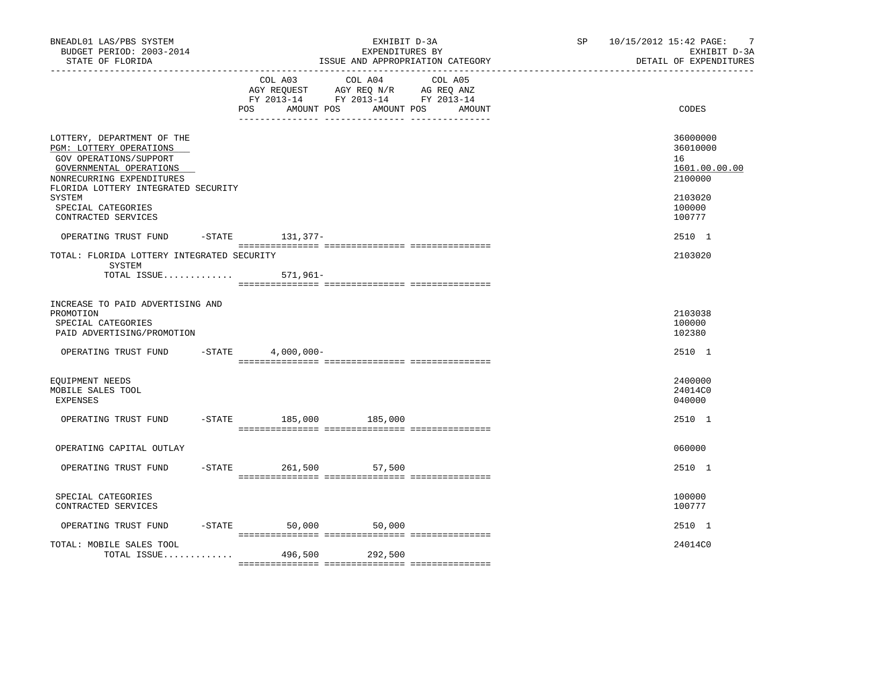BNEADL01 LAS/PBS SYSTEM — BUDGET PERIOD: 2003-2014 — STATE OF FLORIDA

EXHIBIT D-3A — EXPENDITURES BY ISSUE AND APPROPRIATION CATEGORY

SP 10/15/2012 15:42 — EXHIBIT D-3A — DETAIL OF EXPENDITURES

| | COL A03 AGY REQUEST FY 2013-14 POS AMOUNT | COL A04 AGY REQ N/R FY 2013-14 POS AMOUNT | COL A05 AG REQ ANZ FY 2013-14 POS AMOUNT | CODES |
|---|---|---|---|---|
| LOTTERY, DEPARTMENT OF THE | | | | 36000000 |
| PGM: LOTTERY OPERATIONS | | | | 36010000 |
| GOV OPERATIONS/SUPPORT | | | | 16 |
| GOVERNMENTAL OPERATIONS | | | | 1601.00.00.00 |
| NONRECURRING EXPENDITURES | | | | 2100000 |
| FLORIDA LOTTERY INTEGRATED SECURITY SYSTEM | | | | 2103020 |
| SPECIAL CATEGORIES | | | | 100000 |
| CONTRACTED SERVICES | | | | 100777 |
| OPERATING TRUST FUND -STATE | 131,377- | | | 2510 1 |
| TOTAL: FLORIDA LOTTERY INTEGRATED SECURITY SYSTEM | | | | 2103020 |
| TOTAL ISSUE............. | 571,961- | | | |
| INCREASE TO PAID ADVERTISING AND PROMOTION | | | | 2103038 |
| SPECIAL CATEGORIES | | | | 100000 |
| PAID ADVERTISING/PROMOTION | | | | 102380 |
| OPERATING TRUST FUND -STATE | 4,000,000- | | | 2510 1 |
| EQUIPMENT NEEDS | | | | 2400000 |
| MOBILE SALES TOOL | | | | 24014C0 |
| EXPENSES | | | | 040000 |
| OPERATING TRUST FUND -STATE | 185,000 | 185,000 | | 2510 1 |
| OPERATING CAPITAL OUTLAY | | | | 060000 |
| OPERATING TRUST FUND -STATE | 261,500 | 57,500 | | 2510 1 |
| SPECIAL CATEGORIES | | | | 100000 |
| CONTRACTED SERVICES | | | | 100777 |
| OPERATING TRUST FUND -STATE | 50,000 | 50,000 | | 2510 1 |
| TOTAL: MOBILE SALES TOOL | | | | 24014C0 |
| TOTAL ISSUE............. | 496,500 | 292,500 | | |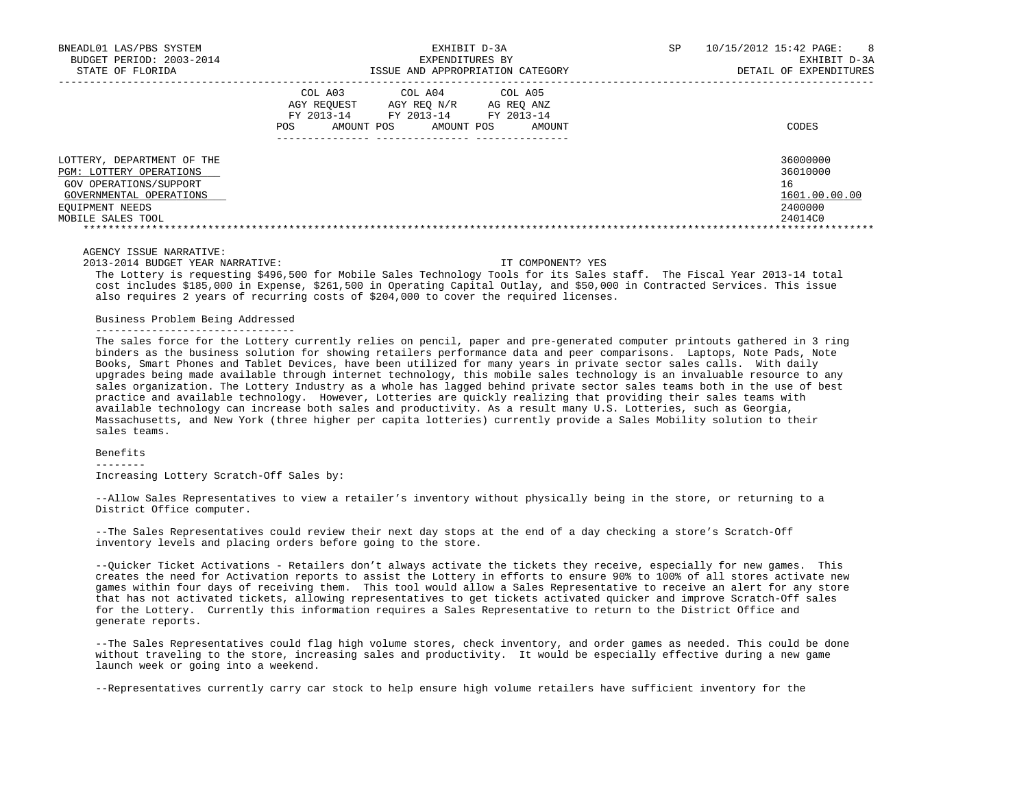| | COL A03 AGY REQUEST FY 2013-14 POS AMOUNT | COL A04 AGY REQ N/R FY 2013-14 POS AMOUNT | COL A05 AG REQ ANZ FY 2013-14 POS AMOUNT | CODES |
|---|---|---|---|---|
| LOTTERY, DEPARTMENT OF THE | | | | 36000000 |
| PGM: LOTTERY OPERATIONS | | | | 36010000 |
| GOV OPERATIONS/SUPPORT | | | | 16 |
| GOVERNMENTAL OPERATIONS | | | | 1601.00.00.00 |
| EQUIPMENT NEEDS | | | | 2400000 |
| MOBILE SALES TOOL | | | | 24014C0 |

AGENCY ISSUE NARRATIVE:

2013-2014 BUDGET YEAR NARRATIVE: IT COMPONENT? YES

The Lottery is requesting $496,500 for Mobile Sales Technology Tools for its Sales staff. The Fiscal Year 2013-14 total cost includes $185,000 in Expense, $261,500 in Operating Capital Outlay, and $50,000 in Contracted Services. This issue also requires 2 years of recurring costs of $204,000 to cover the required licenses.

## Business Problem Being Addressed

The sales force for the Lottery currently relies on pencil, paper and pre-generated computer printouts gathered in 3 ring binders as the business solution for showing retailers performance data and peer comparisons. Laptops, Note Pads, Note Books, Smart Phones and Tablet Devices, have been utilized for many years in private sector sales calls. With daily upgrades being made available through internet technology, this mobile sales technology is an invaluable resource to any sales organization. The Lottery Industry as a whole has lagged behind private sector sales teams both in the use of best practice and available technology. However, Lotteries are quickly realizing that providing their sales teams with available technology can increase both sales and productivity. As a result many U.S. Lotteries, such as Georgia, Massachusetts, and New York (three higher per capita lotteries) currently provide a Sales Mobility solution to their sales teams.

## Benefits

Increasing Lottery Scratch-Off Sales by:

--Allow Sales Representatives to view a retailer's inventory without physically being in the store, or returning to a District Office computer.

--The Sales Representatives could review their next day stops at the end of a day checking a store's Scratch-Off inventory levels and placing orders before going to the store.

--Quicker Ticket Activations - Retailers don't always activate the tickets they receive, especially for new games. This creates the need for Activation reports to assist the Lottery in efforts to ensure 90% to 100% of all stores activate new games within four days of receiving them. This tool would allow a Sales Representative to receive an alert for any store that has not activated tickets, allowing representatives to get tickets activated quicker and improve Scratch-Off sales for the Lottery. Currently this information requires a Sales Representative to return to the District Office and generate reports.

--The Sales Representatives could flag high volume stores, check inventory, and order games as needed. This could be done without traveling to the store, increasing sales and productivity. It would be especially effective during a new game launch week or going into a weekend.

--Representatives currently carry car stock to help ensure high volume retailers have sufficient inventory for the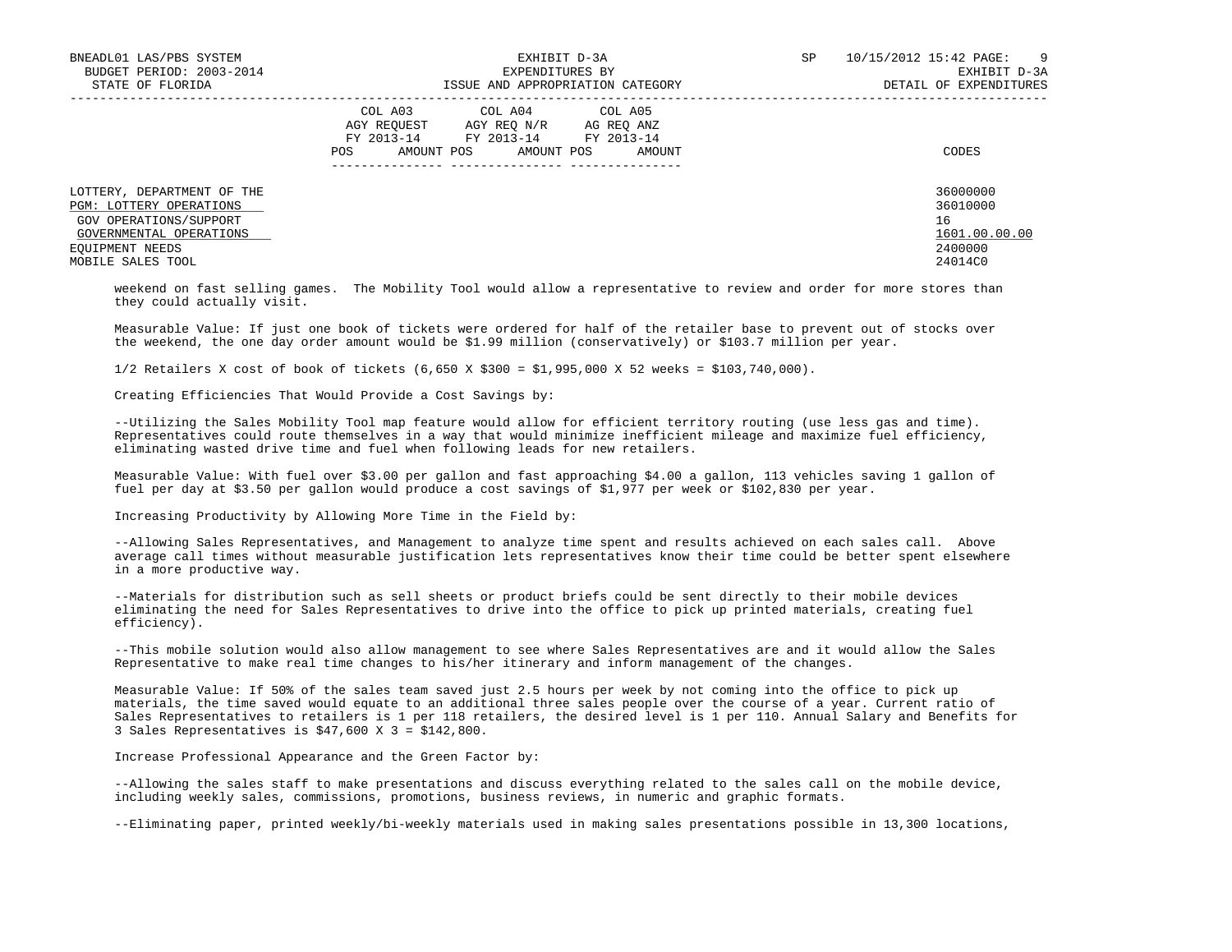| | COL A03 AGY REQUEST FY 2013-14 | | COL A04 AGY REQ N/R FY 2013-14 | | COL A05 AG REQ ANZ FY 2013-14 | | |
|---|---|---|---|---|---|---|---|
| | POS | AMOUNT | POS | AMOUNT | POS | AMOUNT | CODES |
| LOTTERY, DEPARTMENT OF THE | | | | | | | 36000000 |
| PGM: LOTTERY OPERATIONS | | | | | | | 36010000 |
| GOV OPERATIONS/SUPPORT | | | | | | | 16 |
| GOVERNMENTAL OPERATIONS | | | | | | | 1601.00.00.00 |
| EQUIPMENT NEEDS | | | | | | | 2400000 |
| MOBILE SALES TOOL | | | | | | | 24014C0 |

weekend on fast selling games. The Mobility Tool would allow a representative to review and order for more stores than they could actually visit.

Measurable Value: If just one book of tickets were ordered for half of the retailer base to prevent out of stocks over the weekend, the one day order amount would be $1.99 million (conservatively) or $103.7 million per year.

1/2 Retailers X cost of book of tickets (6,650 X $300 = $1,995,000 X 52 weeks = $103,740,000).

Creating Efficiencies That Would Provide a Cost Savings by:

--Utilizing the Sales Mobility Tool map feature would allow for efficient territory routing (use less gas and time). Representatives could route themselves in a way that would minimize inefficient mileage and maximize fuel efficiency, eliminating wasted drive time and fuel when following leads for new retailers.

Measurable Value: With fuel over $3.00 per gallon and fast approaching $4.00 a gallon, 113 vehicles saving 1 gallon of fuel per day at $3.50 per gallon would produce a cost savings of $1,977 per week or $102,830 per year.

Increasing Productivity by Allowing More Time in the Field by:

--Allowing Sales Representatives, and Management to analyze time spent and results achieved on each sales call. Above average call times without measurable justification lets representatives know their time could be better spent elsewhere in a more productive way.

--Materials for distribution such as sell sheets or product briefs could be sent directly to their mobile devices eliminating the need for Sales Representatives to drive into the office to pick up printed materials, creating fuel efficiency).

--This mobile solution would also allow management to see where Sales Representatives are and it would allow the Sales Representative to make real time changes to his/her itinerary and inform management of the changes.

Measurable Value: If 50% of the sales team saved just 2.5 hours per week by not coming into the office to pick up materials, the time saved would equate to an additional three sales people over the course of a year. Current ratio of Sales Representatives to retailers is 1 per 118 retailers, the desired level is 1 per 110. Annual Salary and Benefits for 3 Sales Representatives is $47,600 X 3 = $142,800.

Increase Professional Appearance and the Green Factor by:

--Allowing the sales staff to make presentations and discuss everything related to the sales call on the mobile device, including weekly sales, commissions, promotions, business reviews, in numeric and graphic formats.

--Eliminating paper, printed weekly/bi-weekly materials used in making sales presentations possible in 13,300 locations,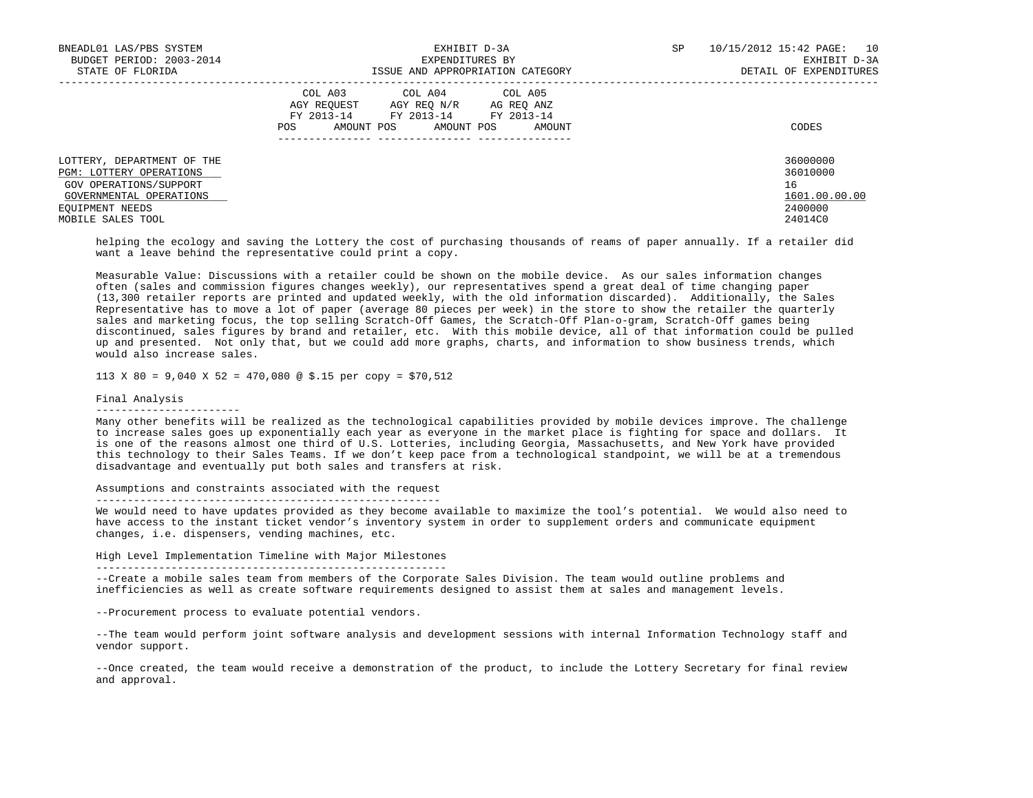LOTTERY, DEPARTMENT OF THE 36000000
PGM: LOTTERY OPERATIONS 36010000
GOV OPERATIONS/SUPPORT 16
GOVERNMENTAL OPERATIONS 1601.00.00.00
EQUIPMENT NEEDS 2400000
MOBILE SALES TOOL 24014C0

| | COL A03 AGY REQUEST FY 2013-14 | | COL A04 AGY REQ N/R FY 2013-14 | | COL A05 AG REQ ANZ FY 2013-14 | | CODES |
|---|---|---|---|---|---|---|---|
| | POS | AMOUNT | POS | AMOUNT | POS | AMOUNT | |

helping the ecology and saving the Lottery the cost of purchasing thousands of reams of paper annually. If a retailer did want a leave behind the representative could print a copy.

Measurable Value: Discussions with a retailer could be shown on the mobile device. As our sales information changes often (sales and commission figures changes weekly), our representatives spend a great deal of time changing paper (13,300 retailer reports are printed and updated weekly, with the old information discarded). Additionally, the Sales Representative has to move a lot of paper (average 80 pieces per week) in the store to show the retailer the quarterly sales and marketing focus, the top selling Scratch-Off Games, the Scratch-Off Plan-o-gram, Scratch-Off games being discontinued, sales figures by brand and retailer, etc. With this mobile device, all of that information could be pulled up and presented. Not only that, but we could add more graphs, charts, and information to show business trends, which would also increase sales.

113 X 80 = 9,040 X 52 = 470,080 @ $.15 per copy = $70,512

## Final Analysis

Many other benefits will be realized as the technological capabilities provided by mobile devices improve. The challenge to increase sales goes up exponentially each year as everyone in the market place is fighting for space and dollars. It is one of the reasons almost one third of U.S. Lotteries, including Georgia, Massachusetts, and New York have provided this technology to their Sales Teams. If we don't keep pace from a technological standpoint, we will be at a tremendous disadvantage and eventually put both sales and transfers at risk.

## Assumptions and constraints associated with the request

We would need to have updates provided as they become available to maximize the tool's potential. We would also need to have access to the instant ticket vendor's inventory system in order to supplement orders and communicate equipment changes, i.e. dispensers, vending machines, etc.

## High Level Implementation Timeline with Major Milestones

--Create a mobile sales team from members of the Corporate Sales Division. The team would outline problems and inefficiencies as well as create software requirements designed to assist them at sales and management levels.

--Procurement process to evaluate potential vendors.

--The team would perform joint software analysis and development sessions with internal Information Technology staff and vendor support.

--Once created, the team would receive a demonstration of the product, to include the Lottery Secretary for final review and approval.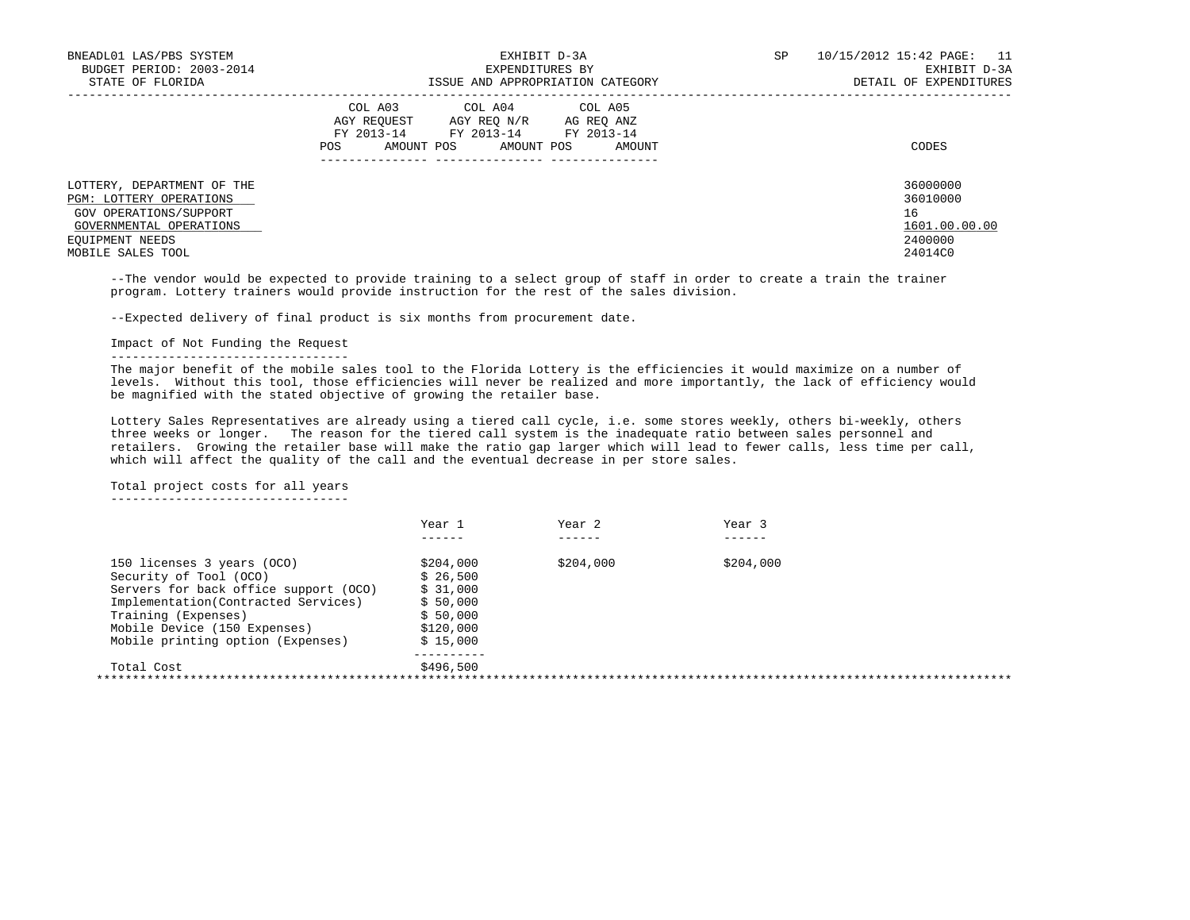LOTTERY, DEPARTMENT OF THE — 36000000
PGM: LOTTERY OPERATIONS — 36010000
GOV OPERATIONS/SUPPORT — 16
GOVERNMENTAL OPERATIONS — 1601.00.00.00
EQUIPMENT NEEDS — 2400000
MOBILE SALES TOOL — 24014C0

--The vendor would be expected to provide training to a select group of staff in order to create a train the trainer program. Lottery trainers would provide instruction for the rest of the sales division.

--Expected delivery of final product is six months from procurement date.

### Impact of Not Funding the Request

The major benefit of the mobile sales tool to the Florida Lottery is the efficiencies it would maximize on a number of levels. Without this tool, those efficiencies will never be realized and more importantly, the lack of efficiency would be magnified with the stated objective of growing the retailer base.

Lottery Sales Representatives are already using a tiered call cycle, i.e. some stores weekly, others bi-weekly, others three weeks or longer. The reason for the tiered call system is the inadequate ratio between sales personnel and retailers. Growing the retailer base will make the ratio gap larger which will lead to fewer calls, less time per call, which will affect the quality of the call and the eventual decrease in per store sales.

### Total project costs for all years

| | Year 1 | Year 2 | Year 3 |
|---|---|---|---|
| 150 licenses 3 years (OCO) | $204,000 | $204,000 | $204,000 |
| Security of Tool (OCO) | $ 26,500 | | |
| Servers for back office support (OCO) | $ 31,000 | | |
| Implementation(Contracted Services) | $ 50,000 | | |
| Training (Expenses) | $ 50,000 | | |
| Mobile Device (150 Expenses) | $120,000 | | |
| Mobile printing option (Expenses) | $ 15,000 | | |
| Total Cost | $496,500 | | |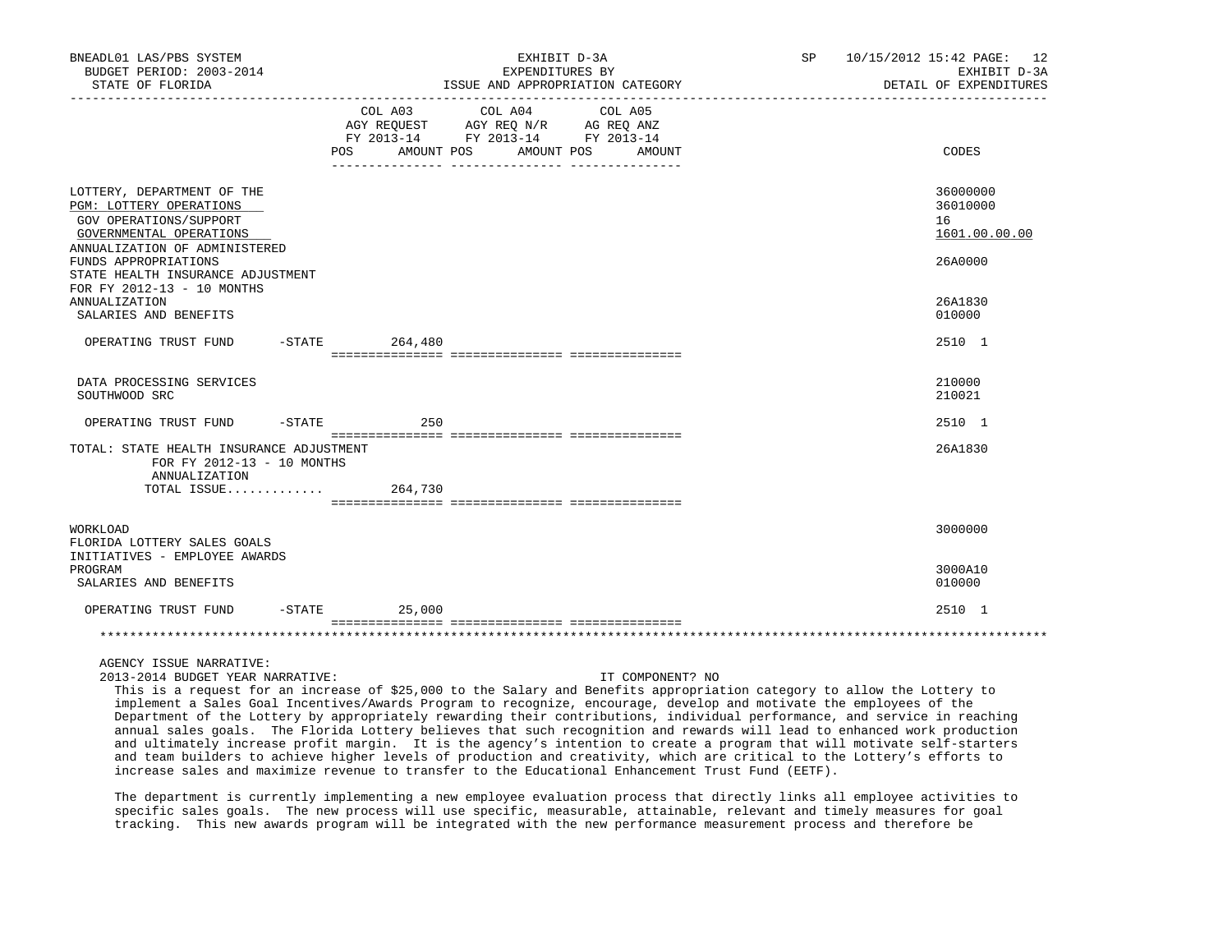| | COL A03 AGY REQUEST FY 2013-14 POS AMOUNT | COL A04 AGY REQ N/R FY 2013-14 POS AMOUNT | COL A05 AG REQ ANZ FY 2013-14 POS AMOUNT | CODES |
|---|---|---|---|---|
| LOTTERY, DEPARTMENT OF THE | | | | 36000000 |
| PGM: LOTTERY OPERATIONS | | | | 36010000 |
| GOV OPERATIONS/SUPPORT | | | | 16 |
| GOVERNMENTAL OPERATIONS | | | | 1601.00.00.00 |
| ANNUALIZATION OF ADMINISTERED FUNDS APPROPRIATIONS | | | | 26A0000 |
| STATE HEALTH INSURANCE ADJUSTMENT FOR FY 2012-13 - 10 MONTHS ANNUALIZATION | | | | 26A1830 |
| SALARIES AND BENEFITS | | | | 010000 |
| OPERATING TRUST FUND -STATE | 264,480 | | | 2510 1 |
| DATA PROCESSING SERVICES | | | | 210000 |
| SOUTHWOOD SRC | | | | 210021 |
| OPERATING TRUST FUND -STATE | 250 | | | 2510 1 |
| TOTAL: STATE HEALTH INSURANCE ADJUSTMENT FOR FY 2012-13 - 10 MONTHS ANNUALIZATION | | | | 26A1830 |
| TOTAL ISSUE............ | 264,730 | | | |
| WORKLOAD | | | | 3000000 |
| FLORIDA LOTTERY SALES GOALS INITIATIVES - EMPLOYEE AWARDS PROGRAM | | | | 3000A10 |
| SALARIES AND BENEFITS | | | | 010000 |
| OPERATING TRUST FUND -STATE | 25,000 | | | 2510 1 |

AGENCY ISSUE NARRATIVE:

2013-2014 BUDGET YEAR NARRATIVE: IT COMPONENT? NO

This is a request for an increase of $25,000 to the Salary and Benefits appropriation category to allow the Lottery to implement a Sales Goal Incentives/Awards Program to recognize, encourage, develop and motivate the employees of the Department of the Lottery by appropriately rewarding their contributions, individual performance, and service in reaching annual sales goals. The Florida Lottery believes that such recognition and rewards will lead to enhanced work production and ultimately increase profit margin. It is the agency's intention to create a program that will motivate self-starters and team builders to achieve higher levels of production and creativity, which are critical to the Lottery's efforts to increase sales and maximize revenue to transfer to the Educational Enhancement Trust Fund (EETF).

The department is currently implementing a new employee evaluation process that directly links all employee activities to specific sales goals. The new process will use specific, measurable, attainable, relevant and timely measures for goal tracking. This new awards program will be integrated with the new performance measurement process and therefore be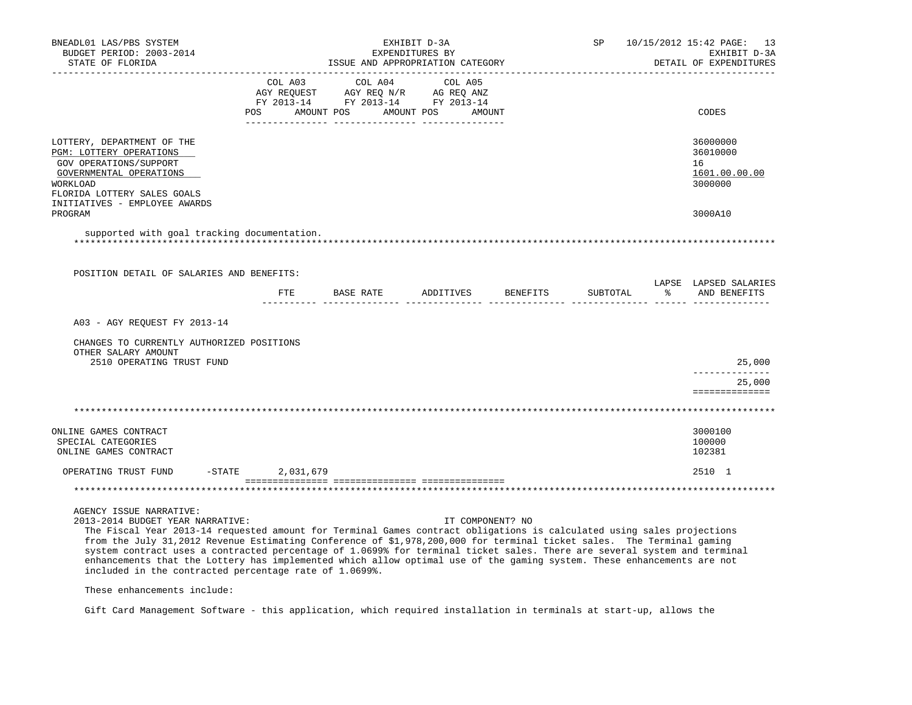LOTTERY, DEPARTMENT OF THE — 36000000
PGM: LOTTERY OPERATIONS — 36010000
GOV OPERATIONS/SUPPORT — 16
GOVERNMENTAL OPERATIONS — 1601.00.00.00
WORKLOAD — 3000000
FLORIDA LOTTERY SALES GOALS INITIATIVES - EMPLOYEE AWARDS PROGRAM — 3000A10

| | COL A03 AGY REQUEST FY 2013-14 POS AMOUNT | COL A04 AGY REQ N/R FY 2013-14 POS AMOUNT | COL A05 AG REQ ANZ FY 2013-14 POS AMOUNT | CODES |
|---|---|---|---|---|

supported with goal tracking documentation.

*****************************************************************************************************************

POSITION DETAIL OF SALARIES AND BENEFITS:

| | FTE | BASE RATE | ADDITIVES | BENEFITS | SUBTOTAL | LAPSE % | LAPSED SALARIES AND BENEFITS |
|---|---|---|---|---|---|---|---|
| A03 - AGY REQUEST FY 2013-14 | | | | | | | |
| CHANGES TO CURRENTLY AUTHORIZED POSITIONS | | | | | | | |
| OTHER SALARY AMOUNT | | | | | | | |
| 2510 OPERATING TRUST FUND | | | | | | | 25,000 |
| | | | | | | | 25,000 |

*****************************************************************************************************************

ONLINE GAMES CONTRACT — 3000100
SPECIAL CATEGORIES — 100000
ONLINE GAMES CONTRACT — 102381

| | COL A03 | COL A04 | COL A05 | CODES |
|---|---|---|---|---|
| OPERATING TRUST FUND -STATE | 2,031,679 | | | 2510 1 |

*****************************************************************************************************************

AGENCY ISSUE NARRATIVE:
2013-2014 BUDGET YEAR NARRATIVE: IT COMPONENT? NO

The Fiscal Year 2013-14 requested amount for Terminal Games contract obligations is calculated using sales projections from the July 31,2012 Revenue Estimating Conference of $1,978,200,000 for terminal ticket sales. The Terminal gaming system contract uses a contracted percentage of 1.0699% for terminal ticket sales. There are several system and terminal enhancements that the Lottery has implemented which allow optimal use of the gaming system. These enhancements are not included in the contracted percentage rate of 1.0699%.

These enhancements include:

Gift Card Management Software - this application, which required installation in terminals at start-up, allows the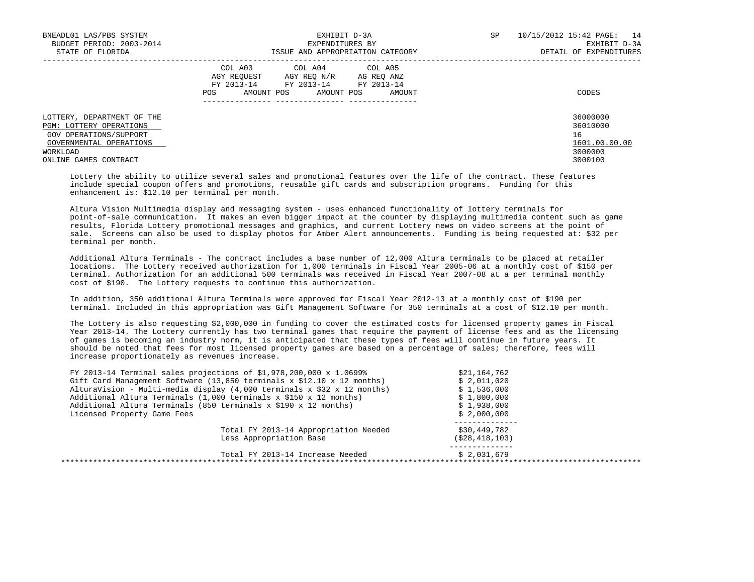| | COL A03 AGY REQUEST FY 2013-14 | | COL A04 AGY REQ N/R FY 2013-14 | | COL A05 AG REQ ANZ FY 2013-14 | | |
|---|---|---|---|---|---|---|---|
| | POS | AMOUNT | POS | AMOUNT | POS | AMOUNT | CODES |
| LOTTERY, DEPARTMENT OF THE | | | | | | | 36000000 |
| PGM: LOTTERY OPERATIONS | | | | | | | 36010000 |
| GOV OPERATIONS/SUPPORT | | | | | | | 16 |
| GOVERNMENTAL OPERATIONS | | | | | | | 1601.00.00.00 |
| WORKLOAD | | | | | | | 3000000 |
| ONLINE GAMES CONTRACT | | | | | | | 3000100 |

Lottery the ability to utilize several sales and promotional features over the life of the contract. These features include special coupon offers and promotions, reusable gift cards and subscription programs. Funding for this enhancement is: $12.10 per terminal per month.

Altura Vision Multimedia display and messaging system - uses enhanced functionality of lottery terminals for point-of-sale communication. It makes an even bigger impact at the counter by displaying multimedia content such as game results, Florida Lottery promotional messages and graphics, and current Lottery news on video screens at the point of sale. Screens can also be used to display photos for Amber Alert announcements. Funding is being requested at: $32 per terminal per month.

Additional Altura Terminals - The contract includes a base number of 12,000 Altura terminals to be placed at retailer locations. The Lottery received authorization for 1,000 terminals in Fiscal Year 2005-06 at a monthly cost of $150 per terminal. Authorization for an additional 500 terminals was received in Fiscal Year 2007-08 at a per terminal monthly cost of $190. The Lottery requests to continue this authorization.

In addition, 350 additional Altura Terminals were approved for Fiscal Year 2012-13 at a monthly cost of $190 per terminal. Included in this appropriation was Gift Management Software for 350 terminals at a cost of $12.10 per month.

The Lottery is also requesting $2,000,000 in funding to cover the estimated costs for licensed property games in Fiscal Year 2013-14. The Lottery currently has two terminal games that require the payment of license fees and as the licensing of games is becoming an industry norm, it is anticipated that these types of fees will continue in future years. It should be noted that fees for most licensed property games are based on a percentage of sales; therefore, fees will increase proportionately as revenues increase.

| Item | Amount |
|---|---|
| FY 2013-14 Terminal sales projections of $1,978,200,000 x 1.0699% | $21,164,762 |
| Gift Card Management Software (13,850 terminals x $12.10 x 12 months) | $ 2,011,020 |
| AlturaVision - Multi-media display (4,000 terminals x $32 x 12 months) | $ 1,536,000 |
| Additional Altura Terminals (1,000 terminals x $150 x 12 months) | $ 1,800,000 |
| Additional Altura Terminals (850 terminals x $190 x 12 months) | $ 1,938,000 |
| Licensed Property Game Fees | $ 2,000,000 |
| Total FY 2013-14 Appropriation Needed | $30,449,782 |
| Less Appropriation Base | ($28,418,103) |
| Total FY 2013-14 Increase Needed | $ 2,031,679 |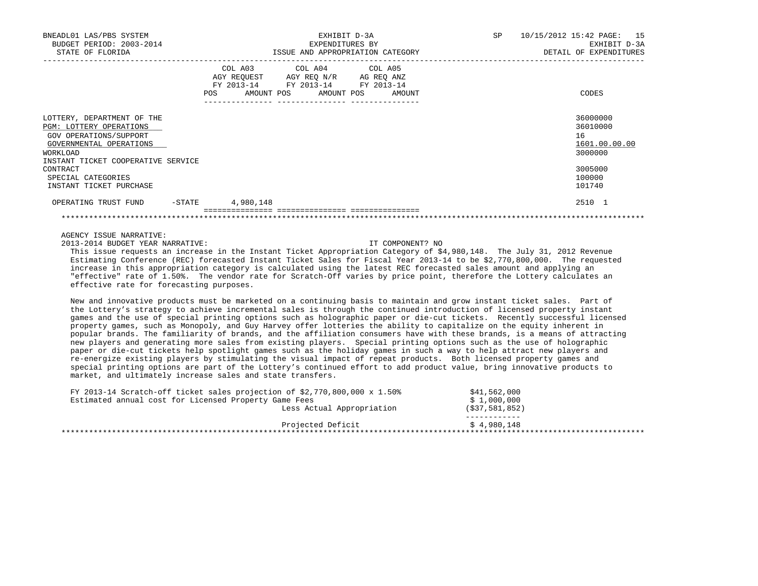BNEADL01 LAS/PBS SYSTEM — BUDGET PERIOD: 2003-2014 — STATE OF FLORIDA

EXHIBIT D-3A — EXPENDITURES BY ISSUE AND APPROPRIATION CATEGORY

SP 10/15/2012 15:42 — EXHIBIT D-3A — DETAIL OF EXPENDITURES

| | COL A03 AGY REQUEST FY 2013-14 POS | AMOUNT | COL A04 AGY REQ N/R FY 2013-14 POS | AMOUNT | COL A05 AG REQ ANZ FY 2013-14 POS | AMOUNT | CODES |
|---|---|---|---|---|---|---|---|
| LOTTERY, DEPARTMENT OF THE | | | | | | | 36000000 |
| PGM: LOTTERY OPERATIONS | | | | | | | 36010000 |
| GOV OPERATIONS/SUPPORT | | | | | | | 16 |
| GOVERNMENTAL OPERATIONS | | | | | | | 1601.00.00.00 |
| WORKLOAD | | | | | | | 3000000 |
| INSTANT TICKET COOPERATIVE SERVICE CONTRACT | | | | | | | 3005000 |
| SPECIAL CATEGORIES | | | | | | | 100000 |
| INSTANT TICKET PURCHASE | | | | | | | 101740 |
| OPERATING TRUST FUND -STATE | | 4,980,148 | | | | | 2510 1 |

AGENCY ISSUE NARRATIVE:

2013-2014 BUDGET YEAR NARRATIVE: IT COMPONENT? NO

This issue requests an increase in the Instant Ticket Appropriation Category of $4,980,148. The July 31, 2012 Revenue Estimating Conference (REC) forecasted Instant Ticket Sales for Fiscal Year 2013-14 to be $2,770,800,000. The requested increase in this appropriation category is calculated using the latest REC forecasted sales amount and applying an "effective" rate of 1.50%. The vendor rate for Scratch-Off varies by price point, therefore the Lottery calculates an effective rate for forecasting purposes.

New and innovative products must be marketed on a continuing basis to maintain and grow instant ticket sales. Part of the Lottery's strategy to achieve incremental sales is through the continued introduction of licensed property instant games and the use of special printing options such as holographic paper or die-cut tickets. Recently successful licensed property games, such as Monopoly, and Guy Harvey offer lotteries the ability to capitalize on the equity inherent in popular brands. The familiarity of brands, and the affiliation consumers have with these brands, is a means of attracting new players and generating more sales from existing players. Special printing options such as the use of holographic paper or die-cut tickets help spotlight games such as the holiday games in such a way to help attract new players and re-energize existing players by stimulating the visual impact of repeat products. Both licensed property games and special printing options are part of the Lottery's continued effort to add product value, bring innovative products to market, and ultimately increase sales and state transfers.

| | |
|---|---|
| FY 2013-14 Scratch-off ticket sales projection of $2,770,800,000 x 1.50% | $41,562,000 |
| Estimated annual cost for Licensed Property Game Fees | $ 1,000,000 |
| Less Actual Appropriation | ($37,581,852) |
| Projected Deficit | $ 4,980,148 |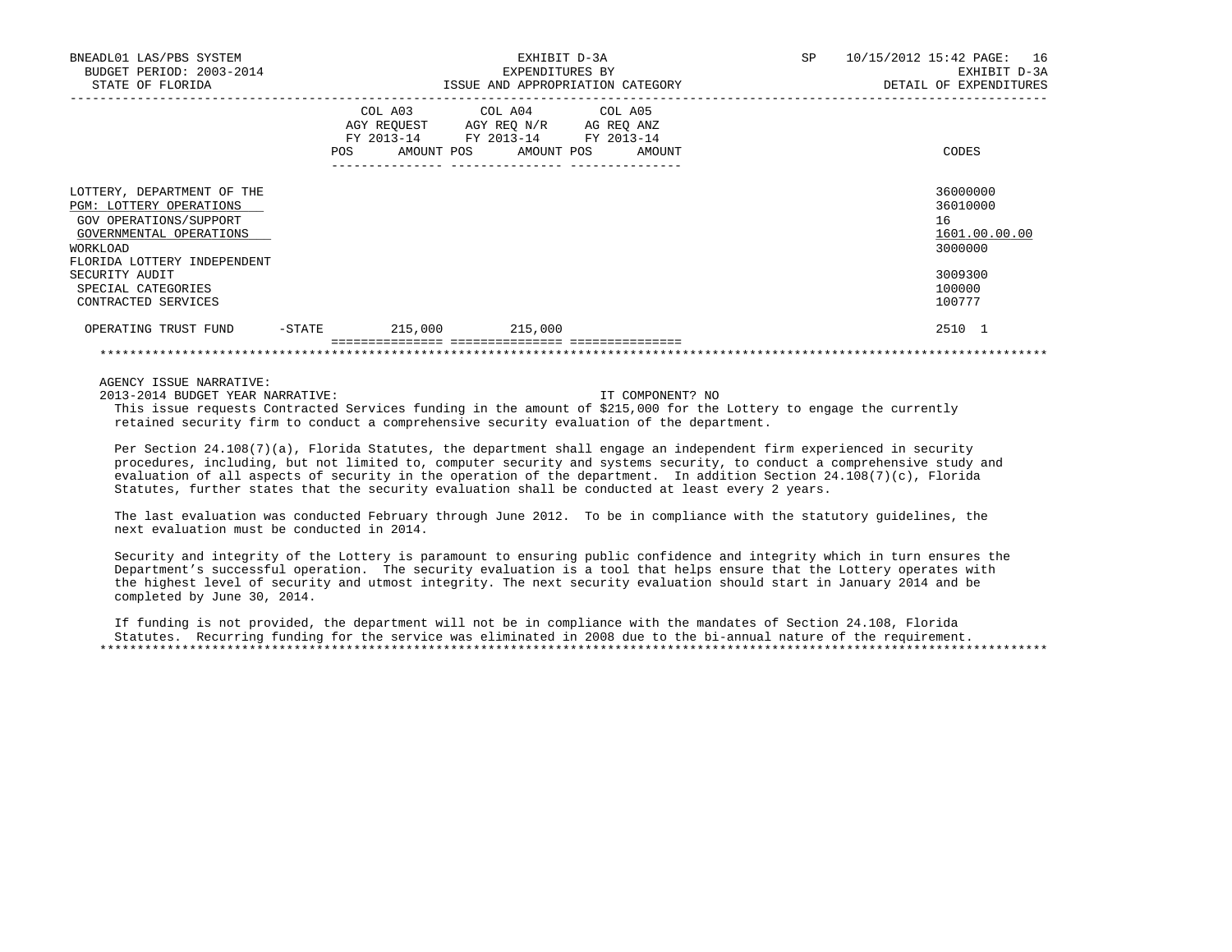EXHIBIT D-3A
EXPENDITURES BY
ISSUE AND APPROPRIATION CATEGORY

BNEADL01 LAS/PBS SYSTEM — BUDGET PERIOD: 2003-2014 — STATE OF FLORIDA — SP 10/15/2012 15:42 — EXHIBIT D-3A — DETAIL OF EXPENDITURES

| | COL A03 AGY REQUEST FY 2013-14 POS | AMOUNT | COL A04 AGY REQ N/R FY 2013-14 POS | AMOUNT | COL A05 AG REQ ANZ FY 2013-14 POS | AMOUNT | CODES |
|---|---|---|---|---|---|---|---|
| LOTTERY, DEPARTMENT OF THE | | | | | | | 36000000 |
| PGM: LOTTERY OPERATIONS | | | | | | | 36010000 |
| GOV OPERATIONS/SUPPORT | | | | | | | 16 |
| GOVERNMENTAL OPERATIONS | | | | | | | 1601.00.00.00 |
| WORKLOAD | | | | | | | 3000000 |
| FLORIDA LOTTERY INDEPENDENT SECURITY AUDIT | | | | | | | 3009300 |
| SPECIAL CATEGORIES | | | | | | | 100000 |
| CONTRACTED SERVICES | | | | | | | 100777 |
| OPERATING TRUST FUND -STATE | | 215,000 | | 215,000 | | | 2510 1 |

AGENCY ISSUE NARRATIVE:

2013-2014 BUDGET YEAR NARRATIVE: IT COMPONENT? NO

This issue requests Contracted Services funding in the amount of $215,000 for the Lottery to engage the currently retained security firm to conduct a comprehensive security evaluation of the department.

Per Section 24.108(7)(a), Florida Statutes, the department shall engage an independent firm experienced in security procedures, including, but not limited to, computer security and systems security, to conduct a comprehensive study and evaluation of all aspects of security in the operation of the department. In addition Section 24.108(7)(c), Florida Statutes, further states that the security evaluation shall be conducted at least every 2 years.

The last evaluation was conducted February through June 2012. To be in compliance with the statutory guidelines, the next evaluation must be conducted in 2014.

Security and integrity of the Lottery is paramount to ensuring public confidence and integrity which in turn ensures the Department's successful operation. The security evaluation is a tool that helps ensure that the Lottery operates with the highest level of security and utmost integrity. The next security evaluation should start in January 2014 and be completed by June 30, 2014.

If funding is not provided, the department will not be in compliance with the mandates of Section 24.108, Florida Statutes. Recurring funding for the service was eliminated in 2008 due to the bi-annual nature of the requirement.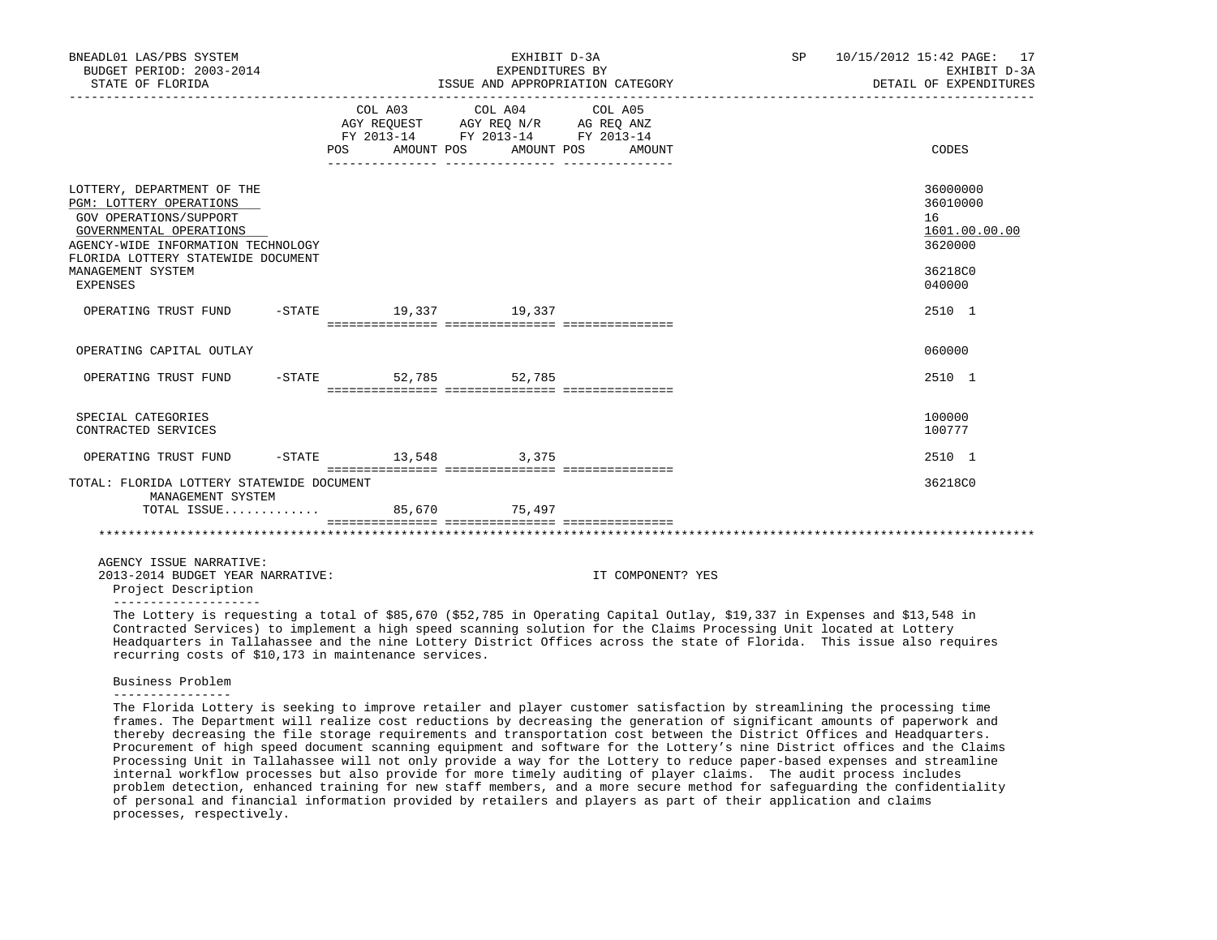| | COL A03 AGY REQUEST FY 2013-14 | | COL A04 AGY REQ N/R FY 2013-14 | | COL A05 AG REQ ANZ FY 2013-14 | | CODES |
|---|---|---|---|---|---|---|---|
| | POS | AMOUNT | POS | AMOUNT | POS | AMOUNT | |
| LOTTERY, DEPARTMENT OF THE | | | | | | | 36000000 |
| PGM: LOTTERY OPERATIONS | | | | | | | 36010000 |
| GOV OPERATIONS/SUPPORT | | | | | | | 16 |
| GOVERNMENTAL OPERATIONS | | | | | | | 1601.00.00.00 |
| AGENCY-WIDE INFORMATION TECHNOLOGY | | | | | | | 3620000 |
| FLORIDA LOTTERY STATEWIDE DOCUMENT MANAGEMENT SYSTEM | | | | | | | 36218C0 |
| EXPENSES | | | | | | | 040000 |
| OPERATING TRUST FUND -STATE | | 19,337 | | 19,337 | | | 2510 1 |
| OPERATING CAPITAL OUTLAY | | | | | | | 060000 |
| OPERATING TRUST FUND -STATE | | 52,785 | | 52,785 | | | 2510 1 |
| SPECIAL CATEGORIES | | | | | | | 100000 |
| CONTRACTED SERVICES | | | | | | | 100777 |
| OPERATING TRUST FUND -STATE | | 13,548 | | 3,375 | | | 2510 1 |
| TOTAL: FLORIDA LOTTERY STATEWIDE DOCUMENT MANAGEMENT SYSTEM | | | | | | | 36218C0 |
| TOTAL ISSUE............ | | 85,670 | | 75,497 | | | |

AGENCY ISSUE NARRATIVE:

2013-2014 BUDGET YEAR NARRATIVE: IT COMPONENT? YES

Project Description

The Lottery is requesting a total of $85,670 ($52,785 in Operating Capital Outlay, $19,337 in Expenses and $13,548 in Contracted Services) to implement a high speed scanning solution for the Claims Processing Unit located at Lottery Headquarters in Tallahassee and the nine Lottery District Offices across the state of Florida. This issue also requires recurring costs of $10,173 in maintenance services.

Business Problem

The Florida Lottery is seeking to improve retailer and player customer satisfaction by streamlining the processing time frames. The Department will realize cost reductions by decreasing the generation of significant amounts of paperwork and thereby decreasing the file storage requirements and transportation cost between the District Offices and Headquarters. Procurement of high speed document scanning equipment and software for the Lottery's nine District offices and the Claims Processing Unit in Tallahassee will not only provide a way for the Lottery to reduce paper-based expenses and streamline internal workflow processes but also provide for more timely auditing of player claims. The audit process includes problem detection, enhanced training for new staff members, and a more secure method for safeguarding the confidentiality of personal and financial information provided by retailers and players as part of their application and claims processes, respectively.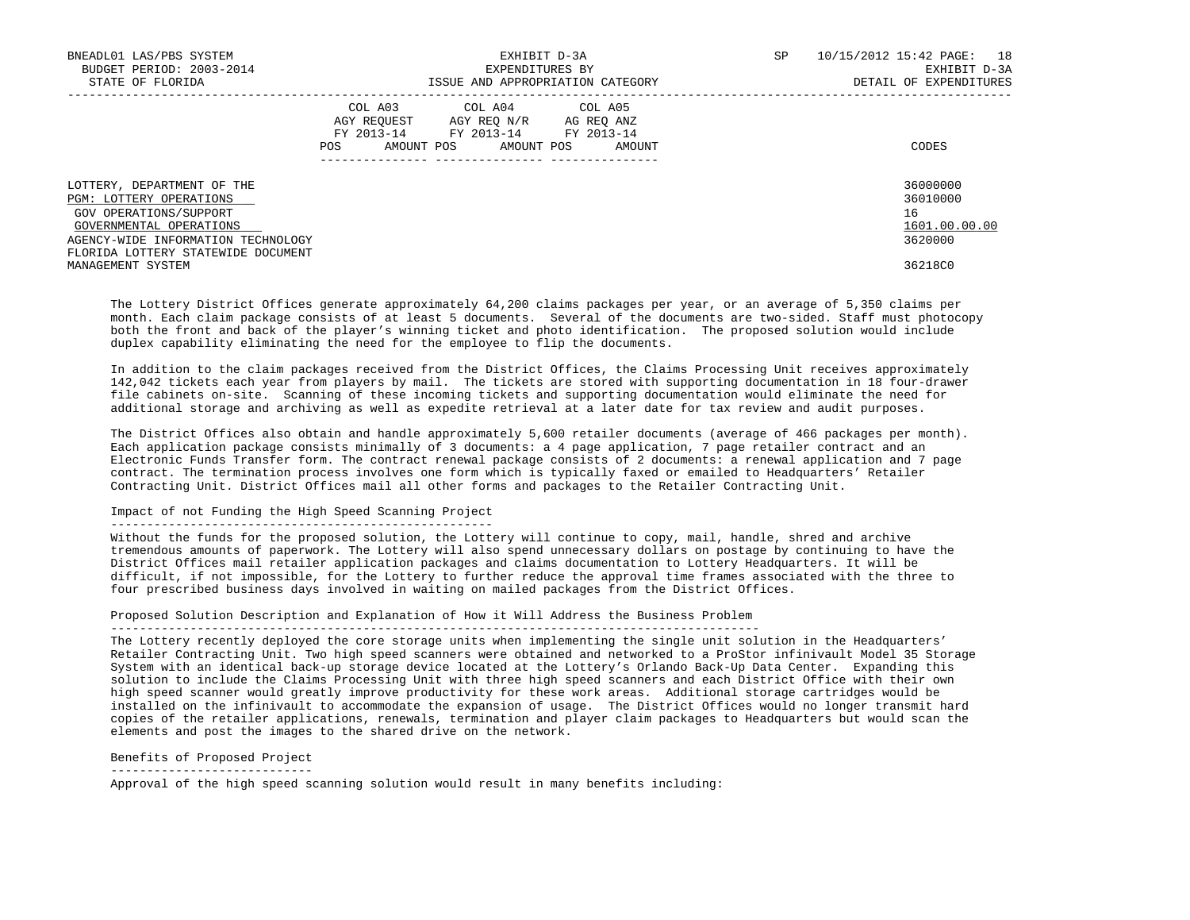LOTTERY, DEPARTMENT OF THE — 36000000
PGM: LOTTERY OPERATIONS — 36010000
GOV OPERATIONS/SUPPORT — 16
GOVERNMENTAL OPERATIONS — 1601.00.00.00
AGENCY-WIDE INFORMATION TECHNOLOGY — 3620000
FLORIDA LOTTERY STATEWIDE DOCUMENT MANAGEMENT SYSTEM — 36218C0

The Lottery District Offices generate approximately 64,200 claims packages per year, or an average of 5,350 claims per month. Each claim package consists of at least 5 documents. Several of the documents are two-sided. Staff must photocopy both the front and back of the player's winning ticket and photo identification. The proposed solution would include duplex capability eliminating the need for the employee to flip the documents.

In addition to the claim packages received from the District Offices, the Claims Processing Unit receives approximately 142,042 tickets each year from players by mail. The tickets are stored with supporting documentation in 18 four-drawer file cabinets on-site. Scanning of these incoming tickets and supporting documentation would eliminate the need for additional storage and archiving as well as expedite retrieval at a later date for tax review and audit purposes.

The District Offices also obtain and handle approximately 5,600 retailer documents (average of 466 packages per month). Each application package consists minimally of 3 documents: a 4 page application, 7 page retailer contract and an Electronic Funds Transfer form. The contract renewal package consists of 2 documents: a renewal application and 7 page contract. The termination process involves one form which is typically faxed or emailed to Headquarters' Retailer Contracting Unit. District Offices mail all other forms and packages to the Retailer Contracting Unit.

## Impact of not Funding the High Speed Scanning Project

Without the funds for the proposed solution, the Lottery will continue to copy, mail, handle, shred and archive tremendous amounts of paperwork. The Lottery will also spend unnecessary dollars on postage by continuing to have the District Offices mail retailer application packages and claims documentation to Lottery Headquarters. It will be difficult, if not impossible, for the Lottery to further reduce the approval time frames associated with the three to four prescribed business days involved in waiting on mailed packages from the District Offices.

## Proposed Solution Description and Explanation of How it Will Address the Business Problem

The Lottery recently deployed the core storage units when implementing the single unit solution in the Headquarters' Retailer Contracting Unit. Two high speed scanners were obtained and networked to a ProStor infinivault Model 35 Storage System with an identical back-up storage device located at the Lottery's Orlando Back-Up Data Center. Expanding this solution to include the Claims Processing Unit with three high speed scanners and each District Office with their own high speed scanner would greatly improve productivity for these work areas. Additional storage cartridges would be installed on the infinivault to accommodate the expansion of usage. The District Offices would no longer transmit hard copies of the retailer applications, renewals, termination and player claim packages to Headquarters but would scan the elements and post the images to the shared drive on the network.

## Benefits of Proposed Project

Approval of the high speed scanning solution would result in many benefits including: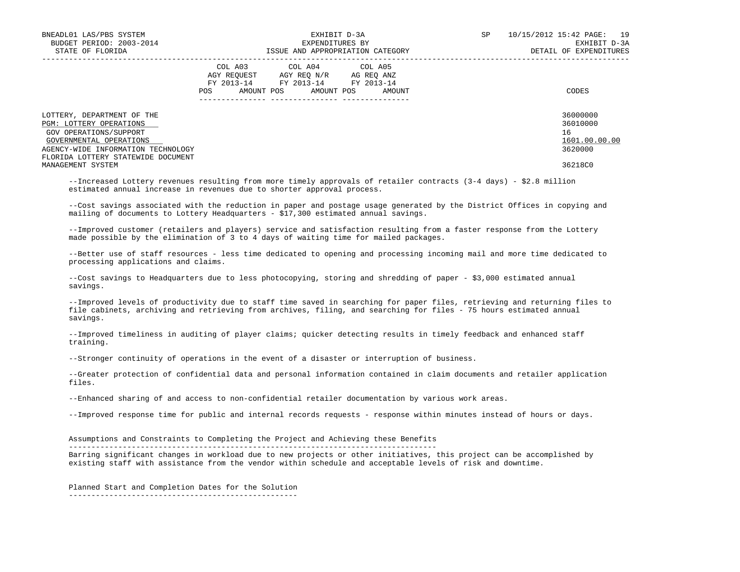| | COL A03 AGY REQUEST FY 2013-14 POS AMOUNT | COL A04 AGY REQ N/R FY 2013-14 POS AMOUNT | COL A05 AG REQ ANZ FY 2013-14 POS AMOUNT | CODES |
|---|---|---|---|---|
| LOTTERY, DEPARTMENT OF THE | | | | 36000000 |
| PGM: LOTTERY OPERATIONS | | | | 36010000 |
| GOV OPERATIONS/SUPPORT | | | | 16 |
| GOVERNMENTAL OPERATIONS | | | | 1601.00.00.00 |
| AGENCY-WIDE INFORMATION TECHNOLOGY | | | | 3620000 |
| FLORIDA LOTTERY STATEWIDE DOCUMENT MANAGEMENT SYSTEM | | | | 36218C0 |

--Increased Lottery revenues resulting from more timely approvals of retailer contracts (3-4 days) - $2.8 million estimated annual increase in revenues due to shorter approval process.

--Cost savings associated with the reduction in paper and postage usage generated by the District Offices in copying and mailing of documents to Lottery Headquarters - $17,300 estimated annual savings.

--Improved customer (retailers and players) service and satisfaction resulting from a faster response from the Lottery made possible by the elimination of 3 to 4 days of waiting time for mailed packages.

--Better use of staff resources - less time dedicated to opening and processing incoming mail and more time dedicated to processing applications and claims.

--Cost savings to Headquarters due to less photocopying, storing and shredding of paper - $3,000 estimated annual savings.

--Improved levels of productivity due to staff time saved in searching for paper files, retrieving and returning files to file cabinets, archiving and retrieving from archives, filing, and searching for files - 75 hours estimated annual savings.

--Improved timeliness in auditing of player claims; quicker detecting results in timely feedback and enhanced staff training.

--Stronger continuity of operations in the event of a disaster or interruption of business.

--Greater protection of confidential data and personal information contained in claim documents and retailer application files.

--Enhanced sharing of and access to non-confidential retailer documentation by various work areas.

--Improved response time for public and internal records requests - response within minutes instead of hours or days.

## Assumptions and Constraints to Completing the Project and Achieving these Benefits

Barring significant changes in workload due to new projects or other initiatives, this project can be accomplished by existing staff with assistance from the vendor within schedule and acceptable levels of risk and downtime.

## Planned Start and Completion Dates for the Solution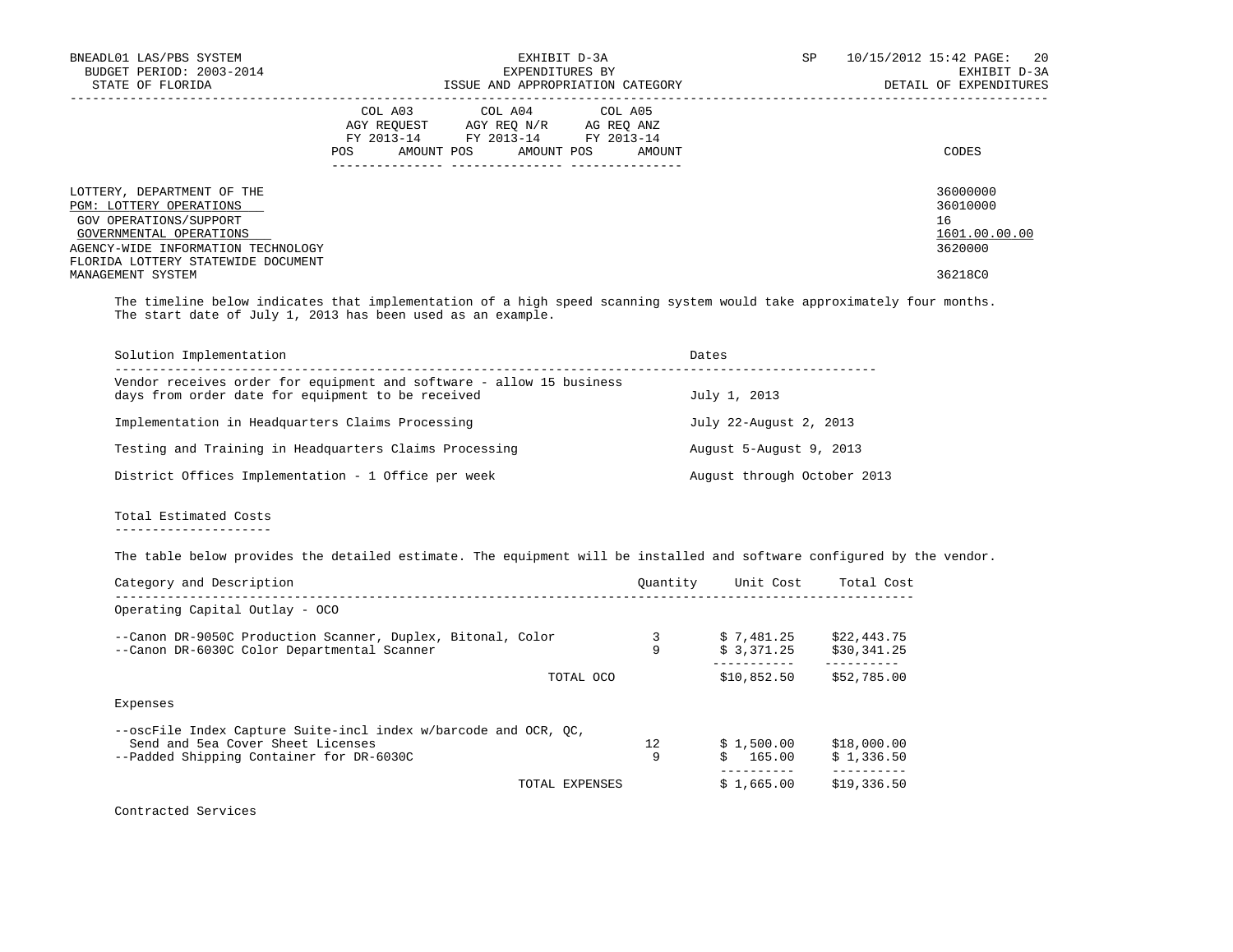| | COL A03 AGY REQUEST FY 2013-14 | | COL A04 AGY REQ N/R FY 2013-14 | | COL A05 AG REQ ANZ FY 2013-14 | | |
|---|---|---|---|---|---|---|---|
| | POS | AMOUNT | POS | AMOUNT | POS | AMOUNT | CODES |
| LOTTERY, DEPARTMENT OF THE | | | | | | | 36000000 |
| PGM: LOTTERY OPERATIONS | | | | | | | 36010000 |
| GOV OPERATIONS/SUPPORT | | | | | | | 16 |
| GOVERNMENTAL OPERATIONS | | | | | | | 1601.00.00.00 |
| AGENCY-WIDE INFORMATION TECHNOLOGY | | | | | | | 3620000 |
| FLORIDA LOTTERY STATEWIDE DOCUMENT MANAGEMENT SYSTEM | | | | | | | 36218C0 |

The timeline below indicates that implementation of a high speed scanning system would take approximately four months. The start date of July 1, 2013 has been used as an example.

| Solution Implementation | Dates |
|---|---|
| Vendor receives order for equipment and software - allow 15 business days from order date for equipment to be received | July 1, 2013 |
| Implementation in Headquarters Claims Processing | July 22-August 2, 2013 |
| Testing and Training in Headquarters Claims Processing | August 5-August 9, 2013 |
| District Offices Implementation - 1 Office per week | August through October 2013 |

Total Estimated Costs

The table below provides the detailed estimate. The equipment will be installed and software configured by the vendor.

| Category and Description | Quantity | Unit Cost | Total Cost |
|---|---|---|---|
| Operating Capital Outlay - OCO | | | |
| --Canon DR-9050C Production Scanner, Duplex, Bitonal, Color | 3 | $ 7,481.25 | $22,443.75 |
| --Canon DR-6030C Color Departmental Scanner | 9 | $ 3,371.25 | $30,341.25 |
| TOTAL OCO | | $10,852.50 | $52,785.00 |
| Expenses | | | |
| --oscFile Index Capture Suite-incl index w/barcode and OCR, QC, Send and 5ea Cover Sheet Licenses | 12 | $ 1,500.00 | $18,000.00 |
| --Padded Shipping Container for DR-6030C | 9 | $ 165.00 | $ 1,336.50 |
| TOTAL EXPENSES | | $ 1,665.00 | $19,336.50 |

Contracted Services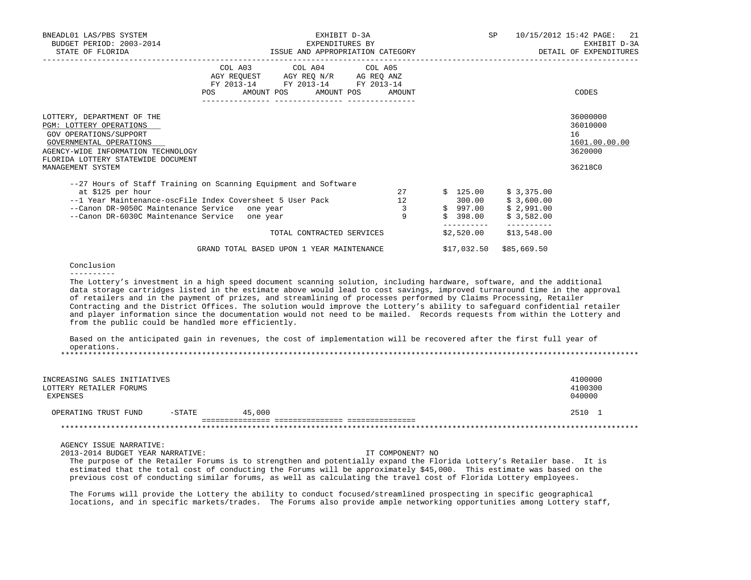| | COL A03 AGY REQUEST FY 2013-14 POS AMOUNT | COL A04 AGY REQ N/R FY 2013-14 POS AMOUNT | COL A05 AG REQ ANZ FY 2013-14 POS AMOUNT | CODES |
|---|---|---|---|---|

LOTTERY, DEPARTMENT OF THE — 36000000
PGM: LOTTERY OPERATIONS — 36010000
GOV OPERATIONS/SUPPORT — 16
GOVERNMENTAL OPERATIONS — 1601.00.00.00
AGENCY-WIDE INFORMATION TECHNOLOGY — 3620000
FLORIDA LOTTERY STATEWIDE DOCUMENT MANAGEMENT SYSTEM — 36218C0

| Item | Qty | Unit Cost | Total |
|---|---|---|---|
| --27 Hours of Staff Training on Scanning Equipment and Software at $125 per hour | 27 | $ 125.00 | $ 3,375.00 |
| --1 Year Maintenance-oscFile Index Coversheet 5 User Pack | 12 | 300.00 | $ 3,600.00 |
| --Canon DR-9050C Maintenance Service one year | 3 | $ 997.00 | $ 2,991.00 |
| --Canon DR-6030C Maintenance Service one year | 9 | $ 398.00 | $ 3,582.00 |
| TOTAL CONTRACTED SERVICES | | $2,520.00 | $13,548.00 |
| GRAND TOTAL BASED UPON 1 YEAR MAINTENANCE | | $17,032.50 | $85,669.50 |

Conclusion
----------

The Lottery's investment in a high speed document scanning solution, including hardware, software, and the additional data storage cartridges listed in the estimate above would lead to cost savings, improved turnaround time in the approval of retailers and in the payment of prizes, and streamlining of processes performed by Claims Processing, Retailer Contracting and the District Offices. The solution would improve the Lottery's ability to safeguard confidential retailer and player information since the documentation would not need to be mailed. Records requests from within the Lottery and from the public could be handled more efficiently.

Based on the anticipated gain in revenues, the cost of implementation will be recovered after the first full year of operations.

*******************************************************************************************************************

INCREASING SALES INITIATIVES — 4100000
LOTTERY RETAILER FORUMS — 4100300
EXPENSES — 040000

| | COL A03 AMOUNT | COL A04 AMOUNT | COL A05 AMOUNT | CODES |
|---|---|---|---|---|
| OPERATING TRUST FUND -STATE | 45,000 | | | 2510 1 |

*******************************************************************************************************************

AGENCY ISSUE NARRATIVE:
2013-2014 BUDGET YEAR NARRATIVE: IT COMPONENT? NO

The purpose of the Retailer Forums is to strengthen and potentially expand the Florida Lottery's Retailer base. It is estimated that the total cost of conducting the Forums will be approximately $45,000. This estimate was based on the previous cost of conducting similar forums, as well as calculating the travel cost of Florida Lottery employees.

The Forums will provide the Lottery the ability to conduct focused/streamlined prospecting in specific geographical locations, and in specific markets/trades. The Forums also provide ample networking opportunities among Lottery staff,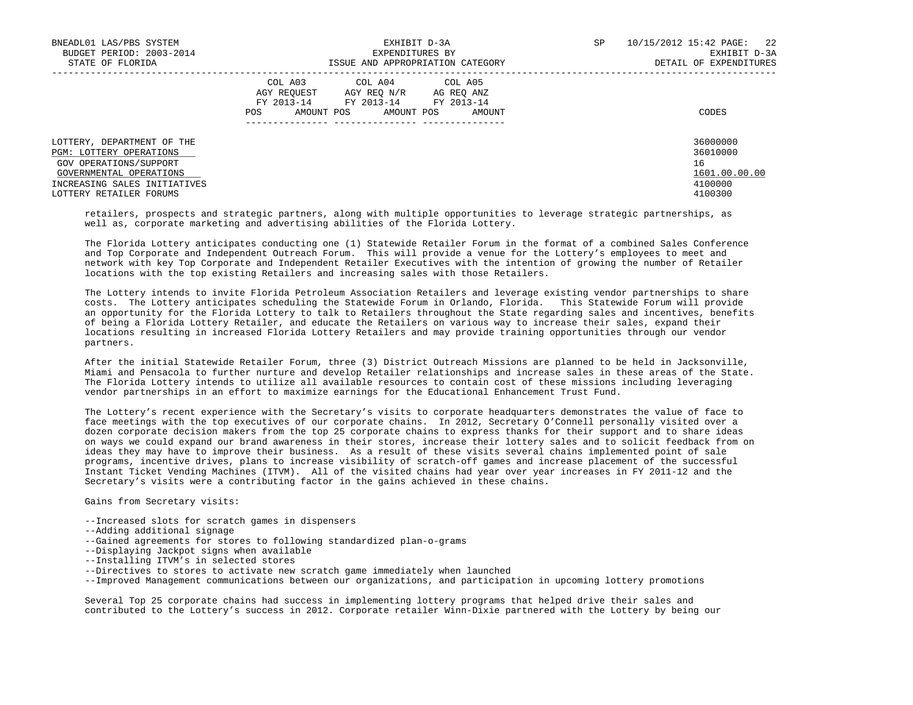| | COL A03 AGY REQUEST FY 2013-14 POS AMOUNT | COL A04 AGY REQ N/R FY 2013-14 POS AMOUNT | COL A05 AG REQ ANZ FY 2013-14 POS AMOUNT | CODES |
|---|---|---|---|---|
| LOTTERY, DEPARTMENT OF THE | | | | 36000000 |
| PGM: LOTTERY OPERATIONS | | | | 36010000 |
| GOV OPERATIONS/SUPPORT | | | | 16 |
| GOVERNMENTAL OPERATIONS | | | | 1601.00.00.00 |
| INCREASING SALES INITIATIVES | | | | 4100000 |
| LOTTERY RETAILER FORUMS | | | | 4100300 |

retailers, prospects and strategic partners, along with multiple opportunities to leverage strategic partnerships, as well as, corporate marketing and advertising abilities of the Florida Lottery.

The Florida Lottery anticipates conducting one (1) Statewide Retailer Forum in the format of a combined Sales Conference and Top Corporate and Independent Outreach Forum. This will provide a venue for the Lottery's employees to meet and network with key Top Corporate and Independent Retailer Executives with the intention of growing the number of Retailer locations with the top existing Retailers and increasing sales with those Retailers.

The Lottery intends to invite Florida Petroleum Association Retailers and leverage existing vendor partnerships to share costs. The Lottery anticipates scheduling the Statewide Forum in Orlando, Florida. This Statewide Forum will provide an opportunity for the Florida Lottery to talk to Retailers throughout the State regarding sales and incentives, benefits of being a Florida Lottery Retailer, and educate the Retailers on various way to increase their sales, expand their locations resulting in increased Florida Lottery Retailers and may provide training opportunities through our vendor partners.

After the initial Statewide Retailer Forum, three (3) District Outreach Missions are planned to be held in Jacksonville, Miami and Pensacola to further nurture and develop Retailer relationships and increase sales in these areas of the State. The Florida Lottery intends to utilize all available resources to contain cost of these missions including leveraging vendor partnerships in an effort to maximize earnings for the Educational Enhancement Trust Fund.

The Lottery's recent experience with the Secretary's visits to corporate headquarters demonstrates the value of face to face meetings with the top executives of our corporate chains. In 2012, Secretary O'Connell personally visited over a dozen corporate decision makers from the top 25 corporate chains to express thanks for their support and to share ideas on ways we could expand our brand awareness in their stores, increase their lottery sales and to solicit feedback from on ideas they may have to improve their business. As a result of these visits several chains implemented point of sale programs, incentive drives, plans to increase visibility of scratch-off games and increase placement of the successful Instant Ticket Vending Machines (ITVM). All of the visited chains had year over year increases in FY 2011-12 and the Secretary's visits were a contributing factor in the gains achieved in these chains.

Gains from Secretary visits:

--Increased slots for scratch games in dispensers
--Adding additional signage
--Gained agreements for stores to following standardized plan-o-grams
--Displaying Jackpot signs when available
--Installing ITVM's in selected stores
--Directives to stores to activate new scratch game immediately when launched
--Improved Management communications between our organizations, and participation in upcoming lottery promotions

Several Top 25 corporate chains had success in implementing lottery programs that helped drive their sales and contributed to the Lottery's success in 2012. Corporate retailer Winn-Dixie partnered with the Lottery by being our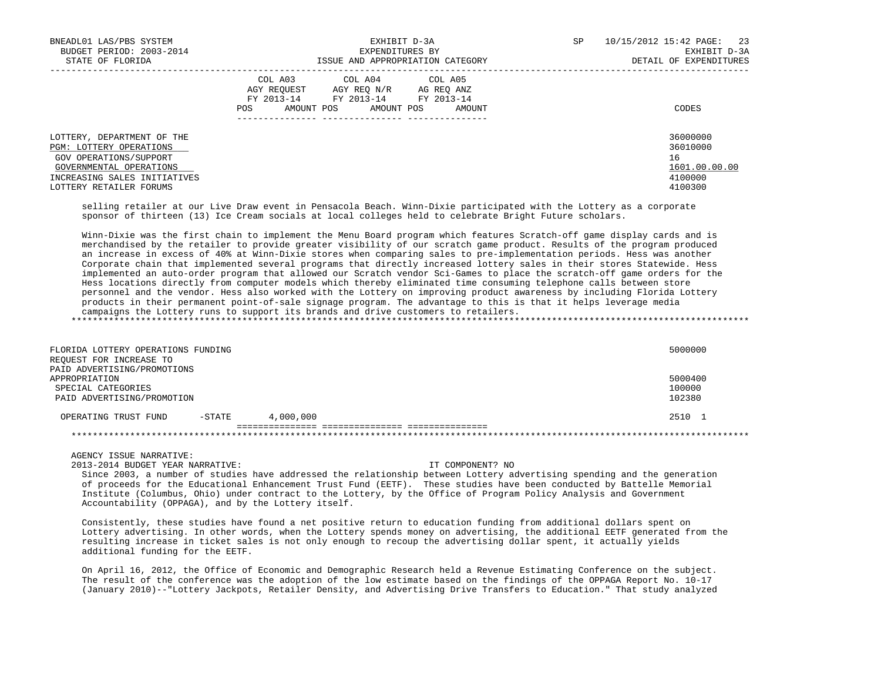| | COL A03 AGY REQUEST FY 2013-14 POS AMOUNT | COL A04 AGY REQ N/R FY 2013-14 POS AMOUNT | COL A05 AG REQ ANZ FY 2013-14 POS AMOUNT | CODES |
|---|---|---|---|---|
| LOTTERY, DEPARTMENT OF THE | | | | 36000000 |
| PGM: LOTTERY OPERATIONS | | | | 36010000 |
| GOV OPERATIONS/SUPPORT | | | | 16 |
| GOVERNMENTAL OPERATIONS | | | | 1601.00.00.00 |
| INCREASING SALES INITIATIVES | | | | 4100000 |
| LOTTERY RETAILER FORUMS | | | | 4100300 |

selling retailer at our Live Draw event in Pensacola Beach. Winn-Dixie participated with the Lottery as a corporate sponsor of thirteen (13) Ice Cream socials at local colleges held to celebrate Bright Future scholars.

Winn-Dixie was the first chain to implement the Menu Board program which features Scratch-off game display cards and is merchandised by the retailer to provide greater visibility of our scratch game product. Results of the program produced an increase in excess of 40% at Winn-Dixie stores when comparing sales to pre-implementation periods. Hess was another Corporate chain that implemented several programs that directly increased lottery sales in their stores Statewide. Hess implemented an auto-order program that allowed our Scratch vendor Sci-Games to place the scratch-off game orders for the Hess locations directly from computer models which thereby eliminated time consuming telephone calls between store personnel and the vendor. Hess also worked with the Lottery on improving product awareness by including Florida Lottery products in their permanent point-of-sale signage program. The advantage to this is that it helps leverage media campaigns the Lottery runs to support its brands and drive customers to retailers.

*******************************************************************************************************************

| | COL A03 | COL A04 | COL A05 | CODES |
|---|---|---|---|---|
| FLORIDA LOTTERY OPERATIONS FUNDING | | | | 5000000 |
| REQUEST FOR INCREASE TO PAID ADVERTISING/PROMOTIONS | | | | |
| APPROPRIATION | | | | 5000400 |
| SPECIAL CATEGORIES | | | | 100000 |
| PAID ADVERTISING/PROMOTION | | | | 102380 |
| OPERATING TRUST FUND -STATE | 4,000,000 | | | 2510 1 |

*******************************************************************************************************************

AGENCY ISSUE NARRATIVE:

2013-2014 BUDGET YEAR NARRATIVE: IT COMPONENT? NO

Since 2003, a number of studies have addressed the relationship between Lottery advertising spending and the generation of proceeds for the Educational Enhancement Trust Fund (EETF). These studies have been conducted by Battelle Memorial Institute (Columbus, Ohio) under contract to the Lottery, by the Office of Program Policy Analysis and Government Accountability (OPPAGA), and by the Lottery itself.

Consistently, these studies have found a net positive return to education funding from additional dollars spent on Lottery advertising. In other words, when the Lottery spends money on advertising, the additional EETF generated from the resulting increase in ticket sales is not only enough to recoup the advertising dollar spent, it actually yields additional funding for the EETF.

On April 16, 2012, the Office of Economic and Demographic Research held a Revenue Estimating Conference on the subject. The result of the conference was the adoption of the low estimate based on the findings of the OPPAGA Report No. 10-17 (January 2010)--"Lottery Jackpots, Retailer Density, and Advertising Drive Transfers to Education." That study analyzed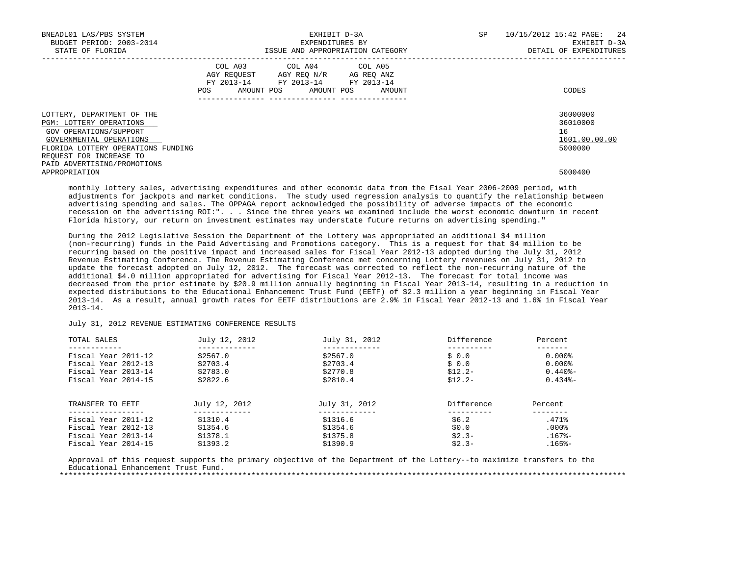| | COL A03 AGY REQUEST FY 2013-14 POS AMOUNT | COL A04 AGY REQ N/R FY 2013-14 POS AMOUNT | COL A05 AG REQ ANZ FY 2013-14 POS AMOUNT | CODES |
|---|---|---|---|---|
| LOTTERY, DEPARTMENT OF THE | | | | 36000000 |
| PGM: LOTTERY OPERATIONS | | | | 36010000 |
| GOV OPERATIONS/SUPPORT | | | | 16 |
| GOVERNMENTAL OPERATIONS | | | | 1601.00.00.00 |
| FLORIDA LOTTERY OPERATIONS FUNDING | | | | 5000000 |
| REQUEST FOR INCREASE TO PAID ADVERTISING/PROMOTIONS APPROPRIATION | | | | 5000400 |

monthly lottery sales, advertising expenditures and other economic data from the Fisal Year 2006-2009 period, with adjustments for jackpots and market conditions. The study used regression analysis to quantify the relationship between advertising spending and sales. The OPPAGA report acknowledged the possibility of adverse impacts of the economic recession on the advertising ROI:". . . Since the three years we examined include the worst economic downturn in recent Florida history, our return on investment estimates may understate future returns on advertising spending."

During the 2012 Legislative Session the Department of the Lottery was appropriated an additional $4 million (non-recurring) funds in the Paid Advertising and Promotions category. This is a request for that $4 million to be recurring based on the positive impact and increased sales for Fiscal Year 2012-13 adopted during the July 31, 2012 Revenue Estimating Conference. The Revenue Estimating Conference met concerning Lottery revenues on July 31, 2012 to update the forecast adopted on July 12, 2012. The forecast was corrected to reflect the non-recurring nature of the additional $4.0 million appropriated for advertising for Fiscal Year 2012-13. The forecast for total income was decreased from the prior estimate by $20.9 million annually beginning in Fiscal Year 2013-14, resulting in a reduction in expected distributions to the Educational Enhancement Trust Fund (EETF) of $2.3 million a year beginning in Fiscal Year 2013-14. As a result, annual growth rates for EETF distributions are 2.9% in Fiscal Year 2012-13 and 1.6% in Fiscal Year 2013-14.

July 31, 2012 REVENUE ESTIMATING CONFERENCE RESULTS

| TOTAL SALES | July 12, 2012 | July 31, 2012 | Difference | Percent |
|---|---|---|---|---|
| Fiscal Year 2011-12 | $2567.0 | $2567.0 | $ 0.0 | 0.000% |
| Fiscal Year 2012-13 | $2703.4 | $2703.4 | $ 0.0 | 0.000% |
| Fiscal Year 2013-14 | $2783.0 | $2770.8 | $12.2- | 0.440%- |
| Fiscal Year 2014-15 | $2822.6 | $2810.4 | $12.2- | 0.434%- |

| TRANSFER TO EETF | July 12, 2012 | July 31, 2012 | Difference | Percent |
|---|---|---|---|---|
| Fiscal Year 2011-12 | $1310.4 | $1316.6 | $6.2 | .471% |
| Fiscal Year 2012-13 | $1354.6 | $1354.6 | $0.0 | .000% |
| Fiscal Year 2013-14 | $1378.1 | $1375.8 | $2.3- | .167%- |
| Fiscal Year 2014-15 | $1393.2 | $1390.9 | $2.3- | .165%- |

Approval of this request supports the primary objective of the Department of the Lottery--to maximize transfers to the Educational Enhancement Trust Fund.

*******************************************************************************************************************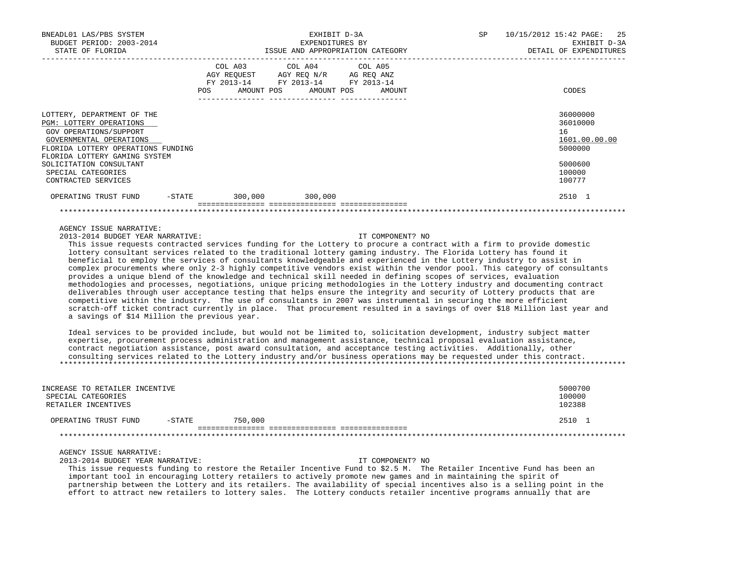| | COL A03 AGY REQUEST FY 2013-14 POS AMOUNT | COL A04 AGY REQ N/R FY 2013-14 POS AMOUNT | COL A05 AG REQ ANZ FY 2013-14 POS AMOUNT | CODES |
|---|---|---|---|---|
| LOTTERY, DEPARTMENT OF THE | | | | 36000000 |
| PGM: LOTTERY OPERATIONS | | | | 36010000 |
| GOV OPERATIONS/SUPPORT | | | | 16 |
| GOVERNMENTAL OPERATIONS | | | | 1601.00.00.00 |
| FLORIDA LOTTERY OPERATIONS FUNDING | | | | 5000000 |
| FLORIDA LOTTERY GAMING SYSTEM | | | | |
| SOLICITATION CONSULTANT | | | | 5000600 |
| SPECIAL CATEGORIES | | | | 100000 |
| CONTRACTED SERVICES | | | | 100777 |
| OPERATING TRUST FUND -STATE | 300,000 | 300,000 | | 2510 1 |

AGENCY ISSUE NARRATIVE:

2013-2014 BUDGET YEAR NARRATIVE: IT COMPONENT? NO

This issue requests contracted services funding for the Lottery to procure a contract with a firm to provide domestic lottery consultant services related to the traditional lottery gaming industry. The Florida Lottery has found it beneficial to employ the services of consultants knowledgeable and experienced in the Lottery industry to assist in complex procurements where only 2-3 highly competitive vendors exist within the vendor pool. This category of consultants provides a unique blend of the knowledge and technical skill needed in defining scopes of services, evaluation methodologies and processes, negotiations, unique pricing methodologies in the Lottery industry and documenting contract deliverables through user acceptance testing that helps ensure the integrity and security of Lottery products that are competitive within the industry. The use of consultants in 2007 was instrumental in securing the more efficient scratch-off ticket contract currently in place. That procurement resulted in a savings of over $18 Million last year and a savings of $14 Million the previous year.

Ideal services to be provided include, but would not be limited to, solicitation development, industry subject matter expertise, procurement process administration and management assistance, technical proposal evaluation assistance, contract negotiation assistance, post award consultation, and acceptance testing activities. Additionally, other consulting services related to the Lottery industry and/or business operations may be requested under this contract.

| | COL A03 | COL A04 | COL A05 | CODES |
|---|---|---|---|---|
| INCREASE TO RETAILER INCENTIVE | | | | 5000700 |
| SPECIAL CATEGORIES | | | | 100000 |
| RETAILER INCENTIVES | | | | 102388 |
| OPERATING TRUST FUND -STATE | 750,000 | | | 2510 1 |

AGENCY ISSUE NARRATIVE:

2013-2014 BUDGET YEAR NARRATIVE: IT COMPONENT? NO

This issue requests funding to restore the Retailer Incentive Fund to $2.5 M. The Retailer Incentive Fund has been an important tool in encouraging Lottery retailers to actively promote new games and in maintaining the spirit of partnership between the Lottery and its retailers. The availability of special incentives also is a selling point in the effort to attract new retailers to lottery sales. The Lottery conducts retailer incentive programs annually that are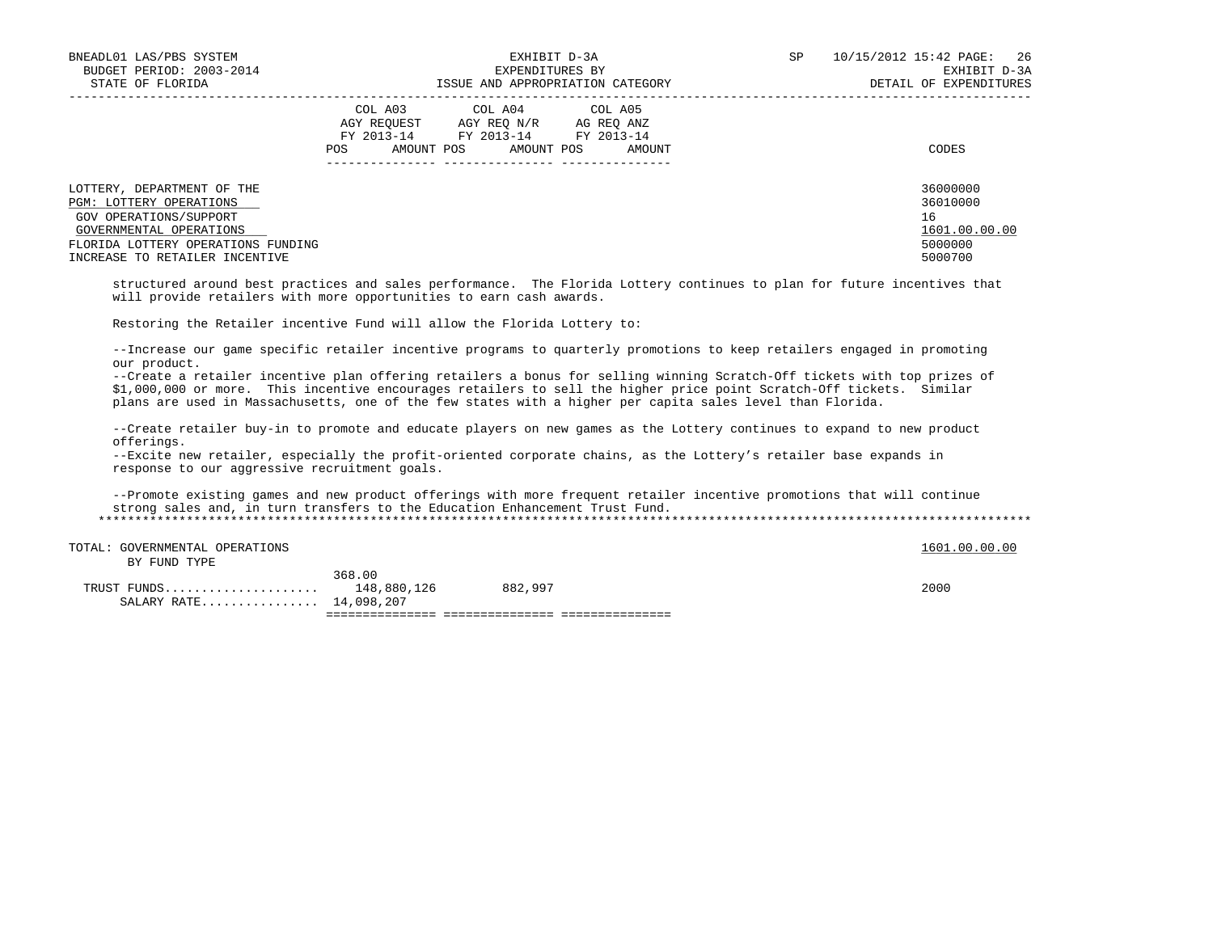| | COL A03 AGY REQUEST FY 2013-14 | | COL A04 AGY REQ N/R FY 2013-14 | | COL A05 AG REQ ANZ FY 2013-14 | | CODES |
|---|---|---|---|---|---|---|---|
| | POS | AMOUNT | POS | AMOUNT | POS | AMOUNT | |
| LOTTERY, DEPARTMENT OF THE | | | | | | | 36000000 |
| PGM: LOTTERY OPERATIONS | | | | | | | 36010000 |
| GOV OPERATIONS/SUPPORT | | | | | | | 16 |
| GOVERNMENTAL OPERATIONS | | | | | | | 1601.00.00.00 |
| FLORIDA LOTTERY OPERATIONS FUNDING | | | | | | | 5000000 |
| INCREASE TO RETAILER INCENTIVE | | | | | | | 5000700 |

structured around best practices and sales performance. The Florida Lottery continues to plan for future incentives that will provide retailers with more opportunities to earn cash awards.

Restoring the Retailer incentive Fund will allow the Florida Lottery to:

--Increase our game specific retailer incentive programs to quarterly promotions to keep retailers engaged in promoting our product.
--Create a retailer incentive plan offering retailers a bonus for selling winning Scratch-Off tickets with top prizes of $1,000,000 or more. This incentive encourages retailers to sell the higher price point Scratch-Off tickets. Similar plans are used in Massachusetts, one of the few states with a higher per capita sales level than Florida.

--Create retailer buy-in to promote and educate players on new games as the Lottery continues to expand to new product offerings.
--Excite new retailer, especially the profit-oriented corporate chains, as the Lottery's retailer base expands in response to our aggressive recruitment goals.

--Promote existing games and new product offerings with more frequent retailer incentive promotions that will continue strong sales and, in turn transfers to the Education Enhancement Trust Fund.

*******************************************************************************************************************************

| | COL A03 POS | COL A03 AMOUNT | COL A04 POS | COL A04 AMOUNT | COL A05 POS | COL A05 AMOUNT | CODES |
|---|---|---|---|---|---|---|---|
| TOTAL: GOVERNMENTAL OPERATIONS | | | | | | | 1601.00.00.00 |
| BY FUND TYPE | | | | | | | |
| | 368.00 | | | | | | |
| TRUST FUNDS..................... | | 148,880,126 | | 882,997 | | | 2000 |
| SALARY RATE................ | | 14,098,207 | | | | | |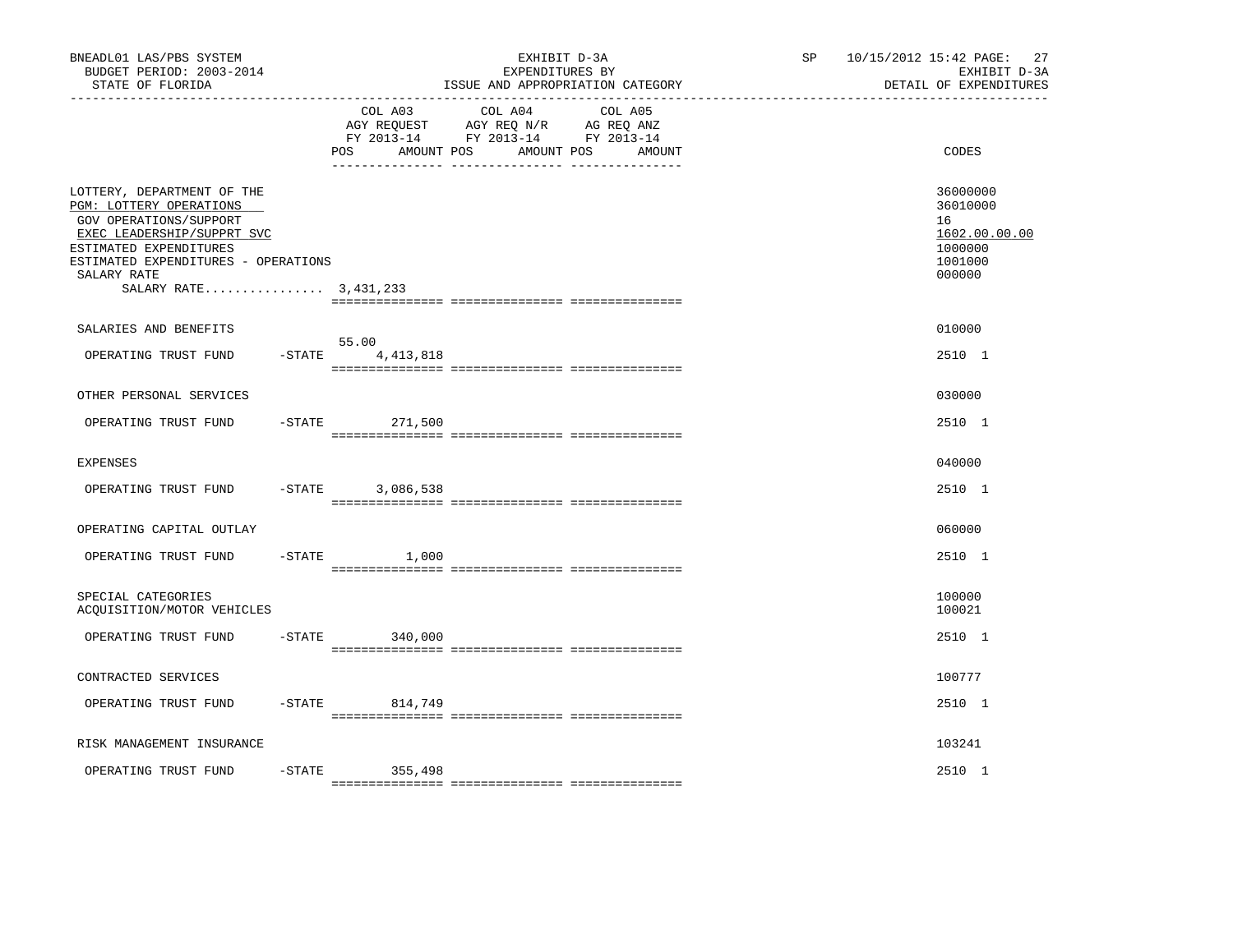BNEADL01 LAS/PBS SYSTEM
BUDGET PERIOD: 2003-2014
STATE OF FLORIDA

EXHIBIT D-3A
EXPENDITURES BY
ISSUE AND APPROPRIATION CATEGORY

SP 10/15/2012 15:42 PAGE: 27
EXHIBIT D-3A
DETAIL OF EXPENDITURES

| | COL A03 AGY REQUEST FY 2013-14 POS AMOUNT | COL A04 AGY REQ N/R FY 2013-14 POS AMOUNT | COL A05 AG REQ ANZ FY 2013-14 POS AMOUNT | CODES |
|---|---|---|---|---|
| LOTTERY, DEPARTMENT OF THE | | | | 36000000 |
| PGM: LOTTERY OPERATIONS | | | | 36010000 |
| GOV OPERATIONS/SUPPORT | | | | 16 |
| EXEC LEADERSHIP/SUPPRT SVC | | | | 1602.00.00.00 |
| ESTIMATED EXPENDITURES | | | | 1000000 |
| ESTIMATED EXPENDITURES - OPERATIONS | | | | 1001000 |
| SALARY RATE | | | | 000000 |
| SALARY RATE................ | 3,431,233 | | | |
| SALARIES AND BENEFITS | | | | 010000 |
| OPERATING TRUST FUND -STATE | 55.00 4,413,818 | | | 2510 1 |
| OTHER PERSONAL SERVICES | | | | 030000 |
| OPERATING TRUST FUND -STATE | 271,500 | | | 2510 1 |
| EXPENSES | | | | 040000 |
| OPERATING TRUST FUND -STATE | 3,086,538 | | | 2510 1 |
| OPERATING CAPITAL OUTLAY | | | | 060000 |
| OPERATING TRUST FUND -STATE | 1,000 | | | 2510 1 |
| SPECIAL CATEGORIES | | | | 100000 |
| ACQUISITION/MOTOR VEHICLES | | | | 100021 |
| OPERATING TRUST FUND -STATE | 340,000 | | | 2510 1 |
| CONTRACTED SERVICES | | | | 100777 |
| OPERATING TRUST FUND -STATE | 814,749 | | | 2510 1 |
| RISK MANAGEMENT INSURANCE | | | | 103241 |
| OPERATING TRUST FUND -STATE | 355,498 | | | 2510 1 |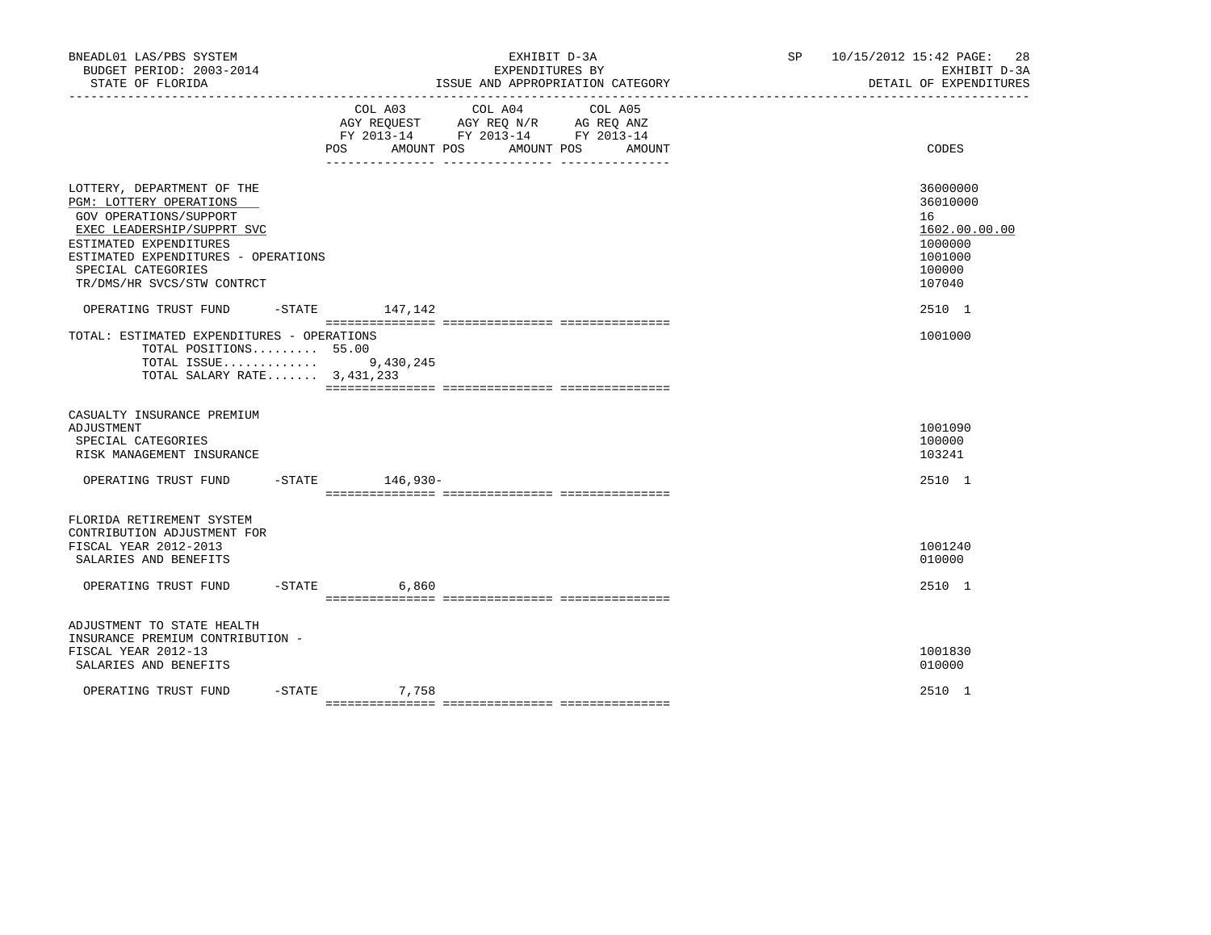BNEADL01 LAS/PBS SYSTEM
BUDGET PERIOD: 2003-2014
STATE OF FLORIDA

EXHIBIT D-3A
EXPENDITURES BY
ISSUE AND APPROPRIATION CATEGORY

SP 10/15/2012 15:42
EXHIBIT D-3A
DETAIL OF EXPENDITURES

| | COL A03 AGY REQUEST FY 2013-14 POS | AMOUNT | COL A04 AGY REQ N/R FY 2013-14 POS | AMOUNT | COL A05 AG REQ ANZ FY 2013-14 POS | AMOUNT | CODES |
|---|---|---|---|---|---|---|---|
| LOTTERY, DEPARTMENT OF THE | | | | | | | 36000000 |
| PGM: LOTTERY OPERATIONS | | | | | | | 36010000 |
| GOV OPERATIONS/SUPPORT | | | | | | | 16 |
| EXEC LEADERSHIP/SUPPRT SVC | | | | | | | 1602.00.00.00 |
| ESTIMATED EXPENDITURES | | | | | | | 1000000 |
| ESTIMATED EXPENDITURES - OPERATIONS | | | | | | | 1001000 |
| SPECIAL CATEGORIES | | | | | | | 100000 |
| TR/DMS/HR SVCS/STW CONTRCT | | | | | | | 107040 |
| OPERATING TRUST FUND -STATE | | 147,142 | | | | | 2510 1 |
| TOTAL: ESTIMATED EXPENDITURES - OPERATIONS | | | | | | | 1001000 |
| TOTAL POSITIONS......... | 55.00 | | | | | | |
| TOTAL ISSUE............. | | 9,430,245 | | | | | |
| TOTAL SALARY RATE....... | | 3,431,233 | | | | | |
| CASUALTY INSURANCE PREMIUM ADJUSTMENT | | | | | | | 1001090 |
| SPECIAL CATEGORIES | | | | | | | 100000 |
| RISK MANAGEMENT INSURANCE | | | | | | | 103241 |
| OPERATING TRUST FUND -STATE | | 146,930- | | | | | 2510 1 |
| FLORIDA RETIREMENT SYSTEM CONTRIBUTION ADJUSTMENT FOR FISCAL YEAR 2012-2013 | | | | | | | 1001240 |
| SALARIES AND BENEFITS | | | | | | | 010000 |
| OPERATING TRUST FUND -STATE | | 6,860 | | | | | 2510 1 |
| ADJUSTMENT TO STATE HEALTH INSURANCE PREMIUM CONTRIBUTION - FISCAL YEAR 2012-13 | | | | | | | 1001830 |
| SALARIES AND BENEFITS | | | | | | | 010000 |
| OPERATING TRUST FUND -STATE | | 7,758 | | | | | 2510 1 |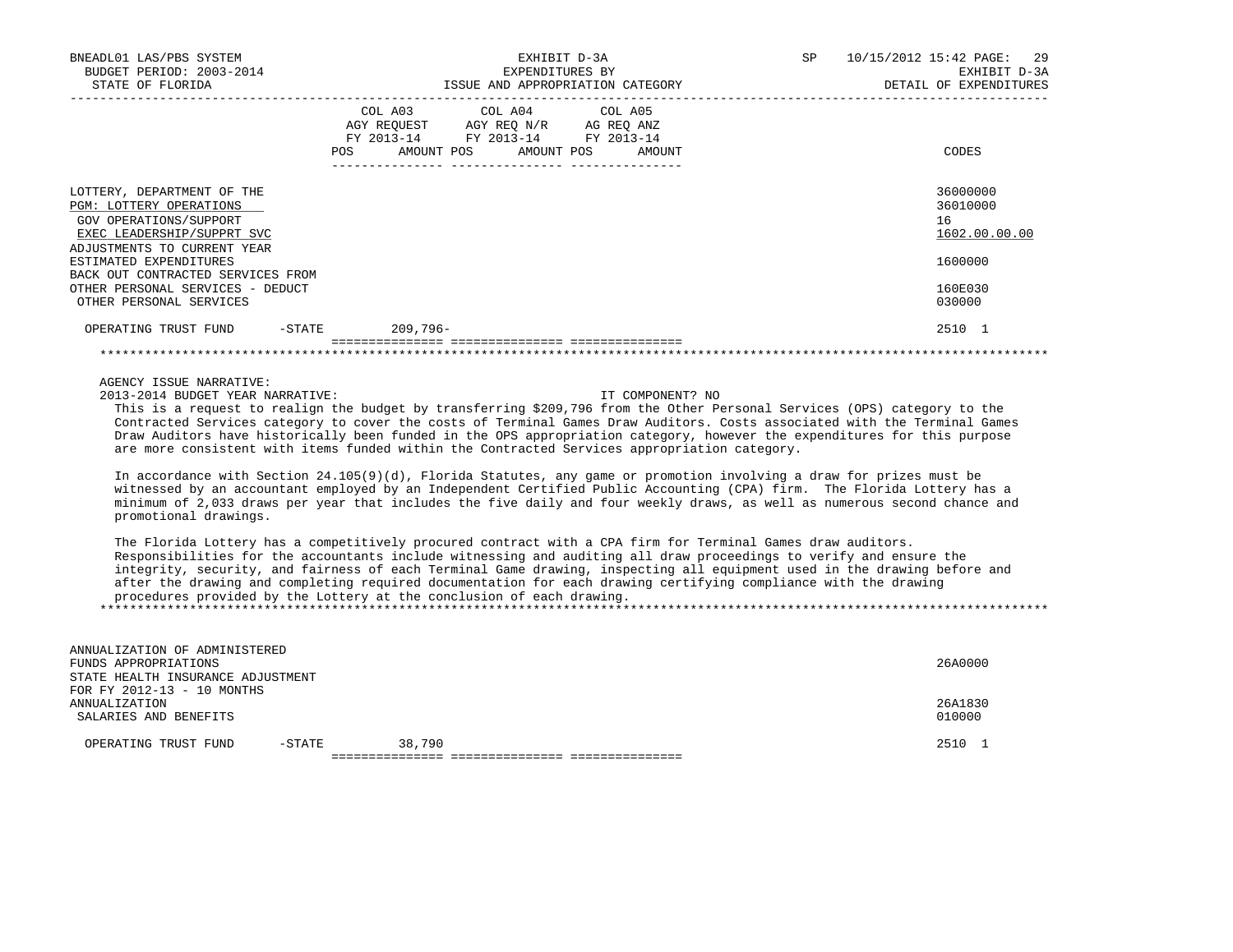| | COL A03 AGY REQUEST FY 2013-14 POS AMOUNT | COL A04 AGY REQ N/R FY 2013-14 POS AMOUNT | COL A05 AG REQ ANZ FY 2013-14 POS AMOUNT | CODES |
|---|---|---|---|---|
| LOTTERY, DEPARTMENT OF THE | | | | 36000000 |
| PGM: LOTTERY OPERATIONS | | | | 36010000 |
| GOV OPERATIONS/SUPPORT | | | | 16 |
| EXEC LEADERSHIP/SUPPRT SVC | | | | 1602.00.00.00 |
| ADJUSTMENTS TO CURRENT YEAR ESTIMATED EXPENDITURES | | | | 1600000 |
| BACK OUT CONTRACTED SERVICES FROM OTHER PERSONAL SERVICES - DEDUCT | | | | 160E030 |
| OTHER PERSONAL SERVICES | | | | 030000 |
| OPERATING TRUST FUND -STATE | 209,796- | | | 2510 1 |

AGENCY ISSUE NARRATIVE:

2013-2014 BUDGET YEAR NARRATIVE: IT COMPONENT? NO

This is a request to realign the budget by transferring $209,796 from the Other Personal Services (OPS) category to the Contracted Services category to cover the costs of Terminal Games Draw Auditors. Costs associated with the Terminal Games Draw Auditors have historically been funded in the OPS appropriation category, however the expenditures for this purpose are more consistent with items funded within the Contracted Services appropriation category.

In accordance with Section 24.105(9)(d), Florida Statutes, any game or promotion involving a draw for prizes must be witnessed by an accountant employed by an Independent Certified Public Accounting (CPA) firm. The Florida Lottery has a minimum of 2,033 draws per year that includes the five daily and four weekly draws, as well as numerous second chance and promotional drawings.

The Florida Lottery has a competitively procured contract with a CPA firm for Terminal Games draw auditors. Responsibilities for the accountants include witnessing and auditing all draw proceedings to verify and ensure the integrity, security, and fairness of each Terminal Game drawing, inspecting all equipment used in the drawing before and after the drawing and completing required documentation for each drawing certifying compliance with the drawing procedures provided by the Lottery at the conclusion of each drawing.

| | COL A03 | COL A04 | COL A05 | CODES |
|---|---|---|---|---|
| ANNUALIZATION OF ADMINISTERED FUNDS APPROPRIATIONS | | | | 26A0000 |
| STATE HEALTH INSURANCE ADJUSTMENT FOR FY 2012-13 - 10 MONTHS ANNUALIZATION | | | | 26A1830 |
| SALARIES AND BENEFITS | | | | 010000 |
| OPERATING TRUST FUND -STATE | 38,790 | | | 2510 1 |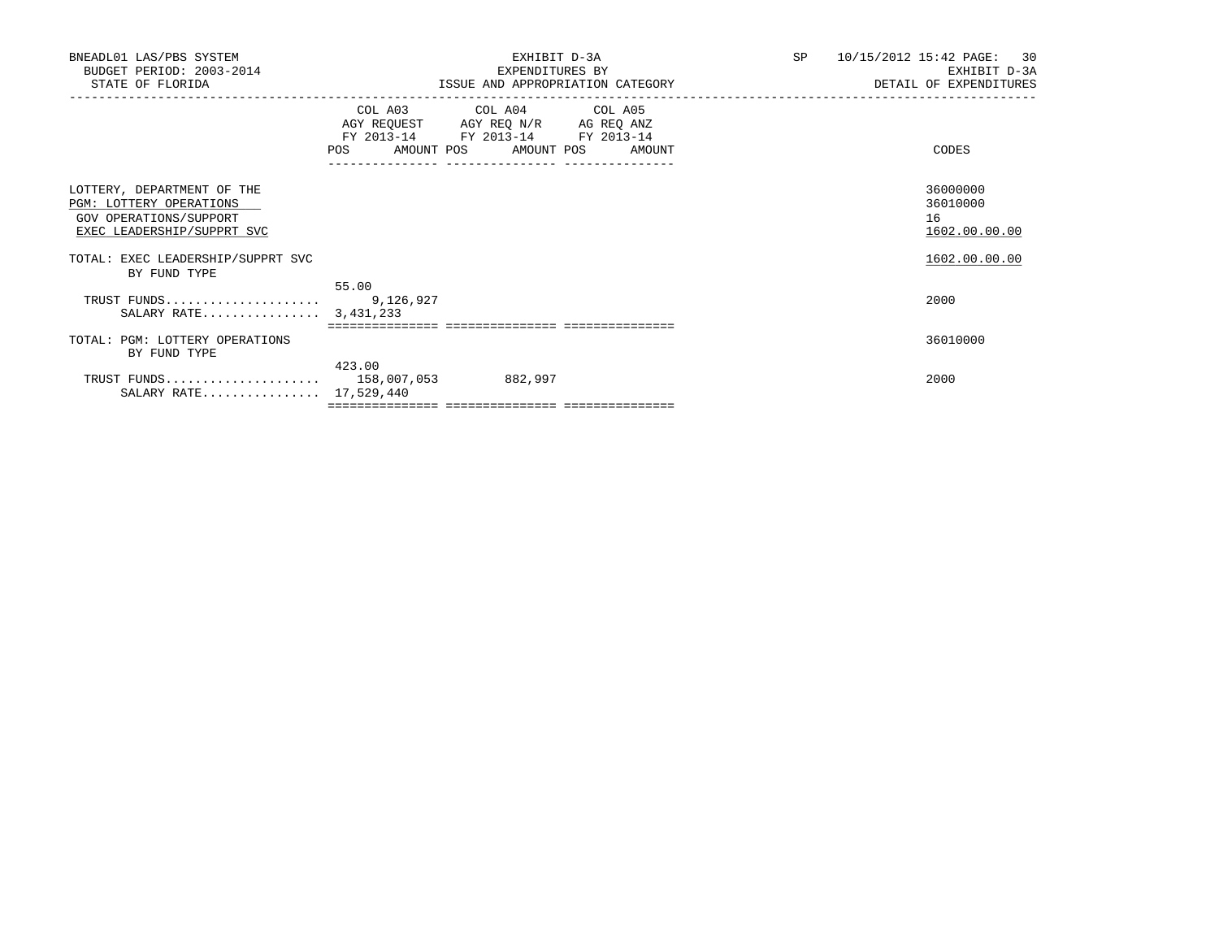BNEADL01 LAS/PBS SYSTEM — EXHIBIT D-3A — SP 10/15/2012 15:42

BUDGET PERIOD: 2003-2014 — EXPENDITURES BY — EXHIBIT D-3A

STATE OF FLORIDA — ISSUE AND APPROPRIATION CATEGORY — DETAIL OF EXPENDITURES

| | COL A03 AGY REQUEST FY 2013-14 | | COL A04 AGY REQ N/R FY 2013-14 | | COL A05 AG REQ ANZ FY 2013-14 | | CODES |
|---|---|---|---|---|---|---|---|
| | POS | AMOUNT | POS | AMOUNT | POS | AMOUNT | |
| LOTTERY, DEPARTMENT OF THE | | | | | | | 36000000 |
| PGM: LOTTERY OPERATIONS | | | | | | | 36010000 |
| GOV OPERATIONS/SUPPORT | | | | | | | 16 |
| EXEC LEADERSHIP/SUPPRT SVC | | | | | | | 1602.00.00.00 |
| TOTAL: EXEC LEADERSHIP/SUPPRT SVC | | | | | | | 1602.00.00.00 |
| BY FUND TYPE | | | | | | | |
| TRUST FUNDS.................... | 55.00 | 9,126,927 | | | | | 2000 |
| SALARY RATE................ | | 3,431,233 | | | | | |
| TOTAL: PGM: LOTTERY OPERATIONS | | | | | | | 36010000 |
| BY FUND TYPE | | | | | | | |
| TRUST FUNDS.................... | 423.00 | 158,007,053 | | 882,997 | | | 2000 |
| SALARY RATE................ | | 17,529,440 | | | | | |